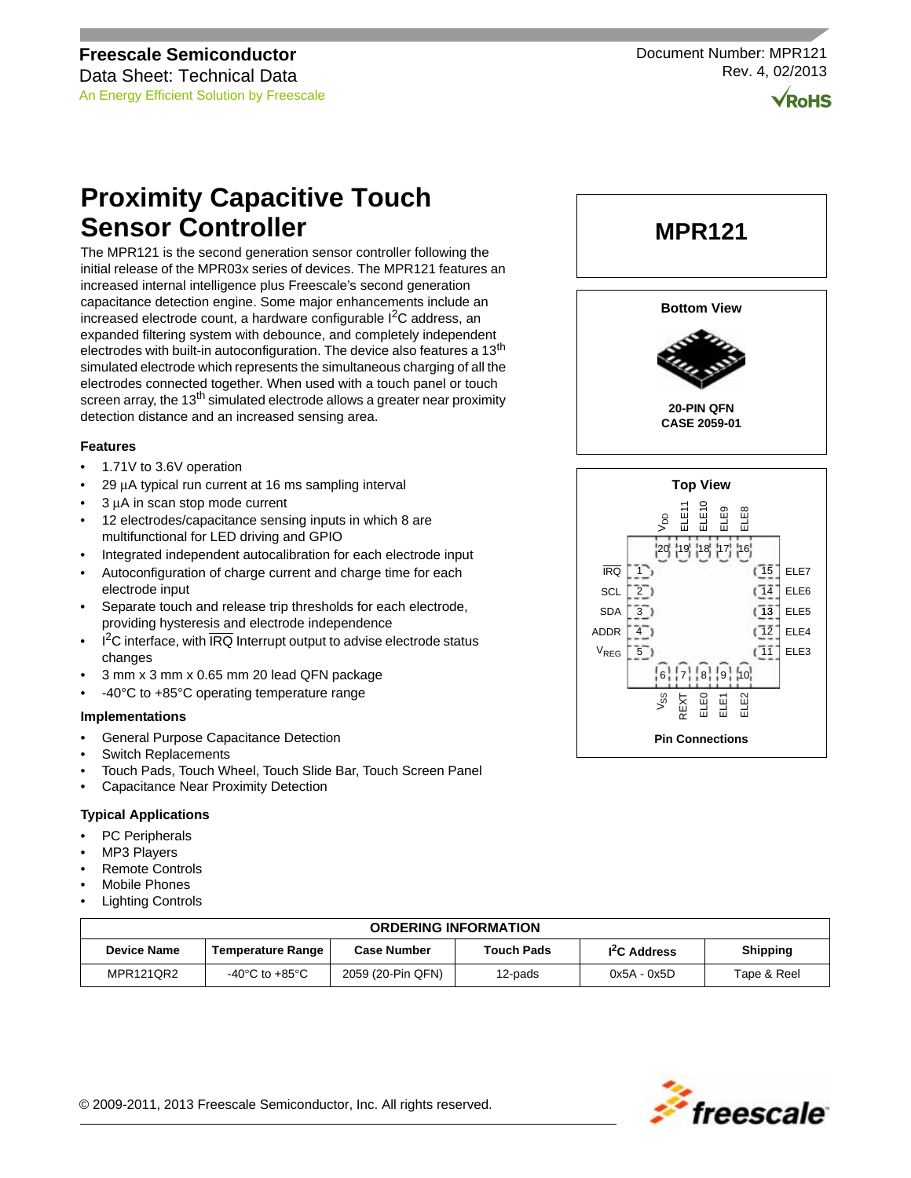**Freescale Semiconductor**
Data Sheet: Technical Data
An Energy Efficient Solution by Freescale

Document Number: MPR121
Rev. 4, 02/2013

# Proximity Capacitive Touch Sensor Controller

The MPR121 is the second generation sensor controller following the initial release of the MPR03x series of devices. The MPR121 features an increased internal intelligence plus Freescale's second generation capacitance detection engine. Some major enhancements include an increased electrode count, a hardware configurable I²C address, an expanded filtering system with debounce, and completely independent electrodes with built-in autoconfiguration. The device also features a 13th simulated electrode which represents the simultaneous charging of all the electrodes connected together. When used with a touch panel or touch screen array, the 13th simulated electrode allows a greater near proximity detection distance and an increased sensing area.

### Features

- 1.71V to 3.6V operation
- 29 µA typical run current at 16 ms sampling interval
- 3 µA in scan stop mode current
- 12 electrodes/capacitance sensing inputs in which 8 are multifunctional for LED driving and GPIO
- Integrated independent autocalibration for each electrode input
- Autoconfiguration of charge current and charge time for each electrode input
- Separate touch and release trip thresholds for each electrode, providing hysteresis and electrode independence
- I²C interface, with IRQ Interrupt output to advise electrode status changes
- 3 mm x 3 mm x 0.65 mm 20 lead QFN package
- -40°C to +85°C operating temperature range

### Implementations

- General Purpose Capacitance Detection
- Switch Replacements
- Touch Pads, Touch Wheel, Touch Slide Bar, Touch Screen Panel
- Capacitance Near Proximity Detection

### Typical Applications

- PC Peripherals
- MP3 Players
- Remote Controls
- Mobile Phones
- Lighting Controls

## MPR121

**Bottom View**

**20-PIN QFN**
**CASE 2059-01**

**Top View**

| Pin | Name | Pin | Name |
|---|---|---|---|
| 1 | IRQ | 11 | ELE3 |
| 2 | SCL | 12 | ELE4 |
| 3 | SDA | 13 | ELE5 |
| 4 | ADDR | 14 | ELE6 |
| 5 | $V_{REG}$ | 15 | ELE7 |
| 6 | $V_{SS}$ | 16 | ELE8 |
| 7 | REXT | 17 | ELE9 |
| 8 | ELE0 | 18 | ELE10 |
| 9 | ELE1 | 19 | ELE11 |
| 10 | ELE2 | 20 | $V_{DD}$ |

**Pin Connections**

| ORDERING INFORMATION | | | | | |
|---|---|---|---|---|---|
| **Device Name** | **Temperature Range** | **Case Number** | **Touch Pads** | **I²C Address** | **Shipping** |
| MPR121QR2 | -40°C to +85°C | 2059 (20-Pin QFN) | 12-pads | 0x5A - 0x5D | Tape & Reel |

© 2009-2011, 2013 Freescale Semiconductor, Inc. All rights reserved.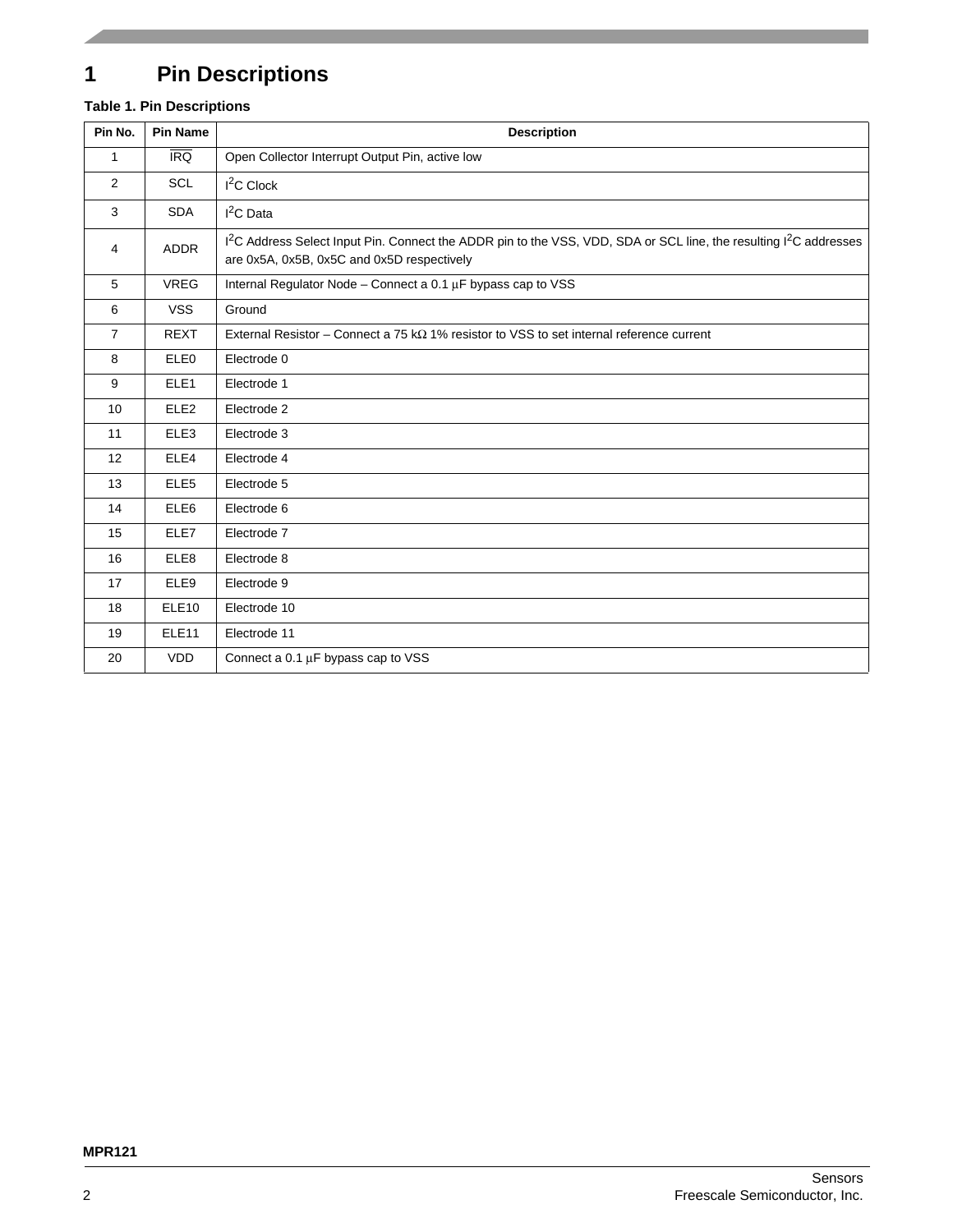# 1 Pin Descriptions

**Table 1. Pin Descriptions**

| Pin No. | Pin Name | Description |
|---|---|---|
| 1 | $\overline{IRQ}$ | Open Collector Interrupt Output Pin, active low |
| 2 | SCL | $I^2C$ Clock |
| 3 | SDA | $I^2C$ Data |
| 4 | ADDR | $I^2C$ Address Select Input Pin. Connect the ADDR pin to the VSS, VDD, SDA or SCL line, the resulting $I^2C$ addresses are 0x5A, 0x5B, 0x5C and 0x5D respectively |
| 5 | VREG | Internal Regulator Node – Connect a 0.1 μF bypass cap to VSS |
| 6 | VSS | Ground |
| 7 | REXT | External Resistor – Connect a 75 kΩ 1% resistor to VSS to set internal reference current |
| 8 | ELE0 | Electrode 0 |
| 9 | ELE1 | Electrode 1 |
| 10 | ELE2 | Electrode 2 |
| 11 | ELE3 | Electrode 3 |
| 12 | ELE4 | Electrode 4 |
| 13 | ELE5 | Electrode 5 |
| 14 | ELE6 | Electrode 6 |
| 15 | ELE7 | Electrode 7 |
| 16 | ELE8 | Electrode 8 |
| 17 | ELE9 | Electrode 9 |
| 18 | ELE10 | Electrode 10 |
| 19 | ELE11 | Electrode 11 |
| 20 | VDD | Connect a 0.1 μF bypass cap to VSS |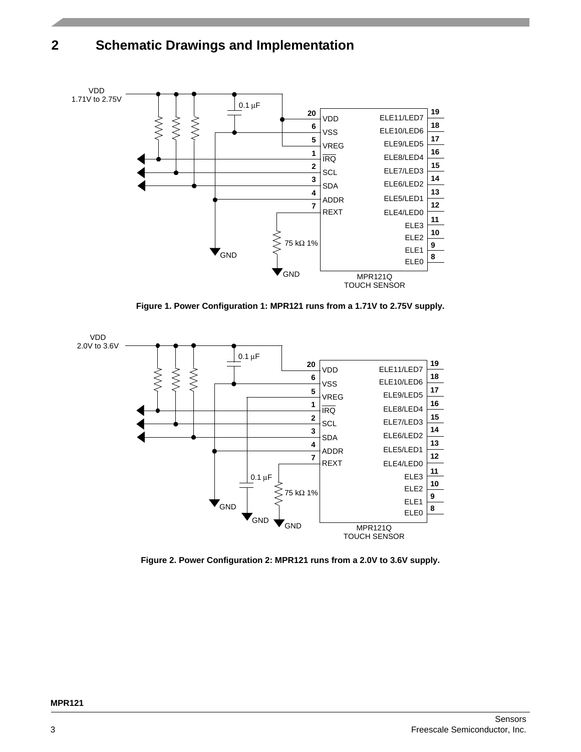## 2 Schematic Drawings and Implementation

**Figure 1. Power Configuration 1: MPR121 runs from a 1.71V to 2.75V supply.**

**Figure 2. Power Configuration 2: MPR121 runs from a 2.0V to 3.6V supply.**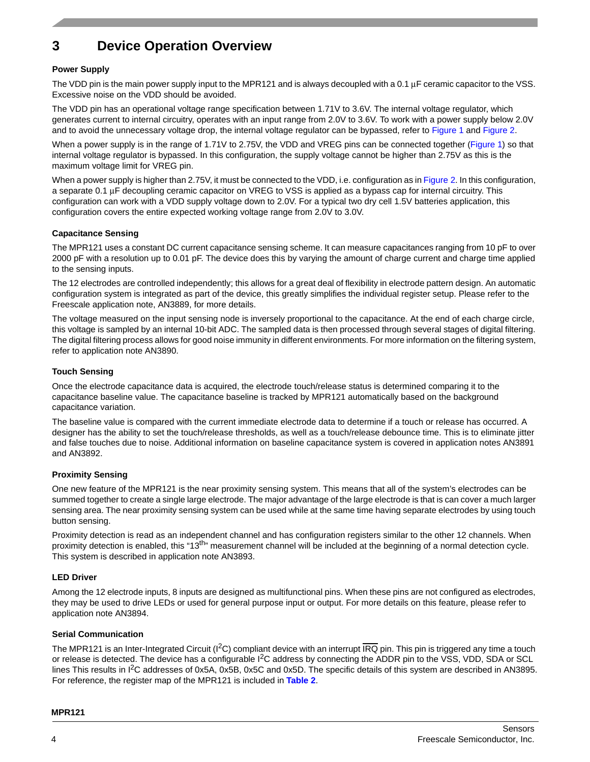# 3 Device Operation Overview

### Power Supply

The VDD pin is the main power supply input to the MPR121 and is always decoupled with a 0.1 µF ceramic capacitor to the VSS. Excessive noise on the VDD should be avoided.

The VDD pin has an operational voltage range specification between 1.71V to 3.6V. The internal voltage regulator, which generates current to internal circuitry, operates with an input range from 2.0V to 3.6V. To work with a power supply below 2.0V and to avoid the unnecessary voltage drop, the internal voltage regulator can be bypassed, refer to Figure 1 and Figure 2.

When a power supply is in the range of 1.71V to 2.75V, the VDD and VREG pins can be connected together (Figure 1) so that internal voltage regulator is bypassed. In this configuration, the supply voltage cannot be higher than 2.75V as this is the maximum voltage limit for VREG pin.

When a power supply is higher than 2.75V, it must be connected to the VDD, i.e. configuration as in Figure 2. In this configuration, a separate 0.1 µF decoupling ceramic capacitor on VREG to VSS is applied as a bypass cap for internal circuitry. This configuration can work with a VDD supply voltage down to 2.0V. For a typical two dry cell 1.5V batteries application, this configuration covers the entire expected working voltage range from 2.0V to 3.0V.

### Capacitance Sensing

The MPR121 uses a constant DC current capacitance sensing scheme. It can measure capacitances ranging from 10 pF to over 2000 pF with a resolution up to 0.01 pF. The device does this by varying the amount of charge current and charge time applied to the sensing inputs.

The 12 electrodes are controlled independently; this allows for a great deal of flexibility in electrode pattern design. An automatic configuration system is integrated as part of the device, this greatly simplifies the individual register setup. Please refer to the Freescale application note, AN3889, for more details.

The voltage measured on the input sensing node is inversely proportional to the capacitance. At the end of each charge circle, this voltage is sampled by an internal 10-bit ADC. The sampled data is then processed through several stages of digital filtering. The digital filtering process allows for good noise immunity in different environments. For more information on the filtering system, refer to application note AN3890.

### Touch Sensing

Once the electrode capacitance data is acquired, the electrode touch/release status is determined comparing it to the capacitance baseline value. The capacitance baseline is tracked by MPR121 automatically based on the background capacitance variation.

The baseline value is compared with the current immediate electrode data to determine if a touch or release has occurred. A designer has the ability to set the touch/release thresholds, as well as a touch/release debounce time. This is to eliminate jitter and false touches due to noise. Additional information on baseline capacitance system is covered in application notes AN3891 and AN3892.

### Proximity Sensing

One new feature of the MPR121 is the near proximity sensing system. This means that all of the system's electrodes can be summed together to create a single large electrode. The major advantage of the large electrode is that is can cover a much larger sensing area. The near proximity sensing system can be used while at the same time having separate electrodes by using touch button sensing.

Proximity detection is read as an independent channel and has configuration registers similar to the other 12 channels. When proximity detection is enabled, this "13th" measurement channel will be included at the beginning of a normal detection cycle. This system is described in application note AN3893.

### LED Driver

Among the 12 electrode inputs, 8 inputs are designed as multifunctional pins. When these pins are not configured as electrodes, they may be used to drive LEDs or used for general purpose input or output. For more details on this feature, please refer to application note AN3894.

### Serial Communication

The MPR121 is an Inter-Integrated Circuit ($I^2C$) compliant device with an interrupt $\overline{IRQ}$ pin. This pin is triggered any time a touch or release is detected. The device has a configurable $I^2C$ address by connecting the ADDR pin to the VSS, VDD, SDA or SCL lines This results in $I^2C$ addresses of 0x5A, 0x5B, 0x5C and 0x5D. The specific details of this system are described in AN3895. For reference, the register map of the MPR121 is included in **Table 2**.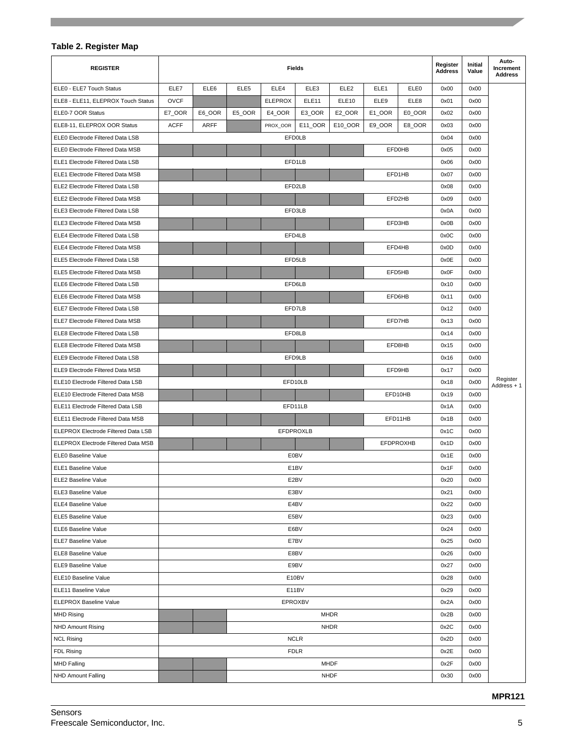**Table 2. Register Map**

| REGISTER | Fields | | | | | | | | Register Address | Initial Value | Auto-Increment Address |
|---|---|---|---|---|---|---|---|---|---|---|---|
| ELE0 - ELE7 Touch Status | ELE7 | ELE6 | ELE5 | ELE4 | ELE3 | ELE2 | ELE1 | ELE0 | 0x00 | 0x00 | Register Address + 1 |
| ELE8 - ELE11, ELEPROX Touch Status | OVCF | | | ELEPROX | ELE11 | ELE10 | ELE9 | ELE8 | 0x01 | 0x00 | |
| ELE0-7 OOR Status | E7_OOR | E6_OOR | E5_OOR | E4_OOR | E3_OOR | E2_OOR | E1_OOR | E0_OOR | 0x02 | 0x00 | |
| ELE8-11, ELEPROX OOR Status | ACFF | ARFF | | PROX_OOR | E11_OOR | E10_OOR | E9_OOR | E8_OOR | 0x03 | 0x00 | |
| ELE0 Electrode Filtered Data LSB | EFD0LB | | | | | | | | 0x04 | 0x00 | |
| ELE0 Electrode Filtered Data MSB | | | | | | | EFD0HB | | 0x05 | 0x00 | |
| ELE1 Electrode Filtered Data LSB | EFD1LB | | | | | | | | 0x06 | 0x00 | |
| ELE1 Electrode Filtered Data MSB | | | | | | | EFD1HB | | 0x07 | 0x00 | |
| ELE2 Electrode Filtered Data LSB | EFD2LB | | | | | | | | 0x08 | 0x00 | |
| ELE2 Electrode Filtered Data MSB | | | | | | | EFD2HB | | 0x09 | 0x00 | |
| ELE3 Electrode Filtered Data LSB | EFD3LB | | | | | | | | 0x0A | 0x00 | |
| ELE3 Electrode Filtered Data MSB | | | | | | | EFD3HB | | 0x0B | 0x00 | |
| ELE4 Electrode Filtered Data LSB | EFD4LB | | | | | | | | 0x0C | 0x00 | |
| ELE4 Electrode Filtered Data MSB | | | | | | | EFD4HB | | 0x0D | 0x00 | |
| ELE5 Electrode Filtered Data LSB | EFD5LB | | | | | | | | 0x0E | 0x00 | |
| ELE5 Electrode Filtered Data MSB | | | | | | | EFD5HB | | 0x0F | 0x00 | |
| ELE6 Electrode Filtered Data LSB | EFD6LB | | | | | | | | 0x10 | 0x00 | |
| ELE6 Electrode Filtered Data MSB | | | | | | | EFD6HB | | 0x11 | 0x00 | |
| ELE7 Electrode Filtered Data LSB | EFD7LB | | | | | | | | 0x12 | 0x00 | |
| ELE7 Electrode Filtered Data MSB | | | | | | | EFD7HB | | 0x13 | 0x00 | |
| ELE8 Electrode Filtered Data LSB | EFD8LB | | | | | | | | 0x14 | 0x00 | |
| ELE8 Electrode Filtered Data MSB | | | | | | | EFD8HB | | 0x15 | 0x00 | |
| ELE9 Electrode Filtered Data LSB | EFD9LB | | | | | | | | 0x16 | 0x00 | |
| ELE9 Electrode Filtered Data MSB | | | | | | | EFD9HB | | 0x17 | 0x00 | |
| ELE10 Electrode Filtered Data LSB | EFD10LB | | | | | | | | 0x18 | 0x00 | |
| ELE10 Electrode Filtered Data MSB | | | | | | | EFD10HB | | 0x19 | 0x00 | |
| ELE11 Electrode Filtered Data LSB | EFD11LB | | | | | | | | 0x1A | 0x00 | |
| ELE11 Electrode Filtered Data MSB | | | | | | | EFD11HB | | 0x1B | 0x00 | |
| ELEPROX Electrode Filtered Data LSB | EFDPROXLB | | | | | | | | 0x1C | 0x00 | |
| ELEPROX Electrode Filtered Data MSB | | | | | | | EFDPROXHB | | 0x1D | 0x00 | |
| ELE0 Baseline Value | E0BV | | | | | | | | 0x1E | 0x00 | |
| ELE1 Baseline Value | E1BV | | | | | | | | 0x1F | 0x00 | |
| ELE2 Baseline Value | E2BV | | | | | | | | 0x20 | 0x00 | |
| ELE3 Baseline Value | E3BV | | | | | | | | 0x21 | 0x00 | |
| ELE4 Baseline Value | E4BV | | | | | | | | 0x22 | 0x00 | |
| ELE5 Baseline Value | E5BV | | | | | | | | 0x23 | 0x00 | |
| ELE6 Baseline Value | E6BV | | | | | | | | 0x24 | 0x00 | |
| ELE7 Baseline Value | E7BV | | | | | | | | 0x25 | 0x00 | |
| ELE8 Baseline Value | E8BV | | | | | | | | 0x26 | 0x00 | |
| ELE9 Baseline Value | E9BV | | | | | | | | 0x27 | 0x00 | |
| ELE10 Baseline Value | E10BV | | | | | | | | 0x28 | 0x00 | |
| ELE11 Baseline Value | E11BV | | | | | | | | 0x29 | 0x00 | |
| ELEPROX Baseline Value | EPROXBV | | | | | | | | 0x2A | 0x00 | |
| MHD Rising | | | MHDR | | | | | | 0x2B | 0x00 | |
| NHD Amount Rising | | | NHDR | | | | | | 0x2C | 0x00 | |
| NCL Rising | NCLR | | | | | | | | 0x2D | 0x00 | |
| FDL Rising | FDLR | | | | | | | | 0x2E | 0x00 | |
| MHD Falling | | | MHDF | | | | | | 0x2F | 0x00 | |
| NHD Amount Falling | | | NHDF | | | | | | 0x30 | 0x00 | |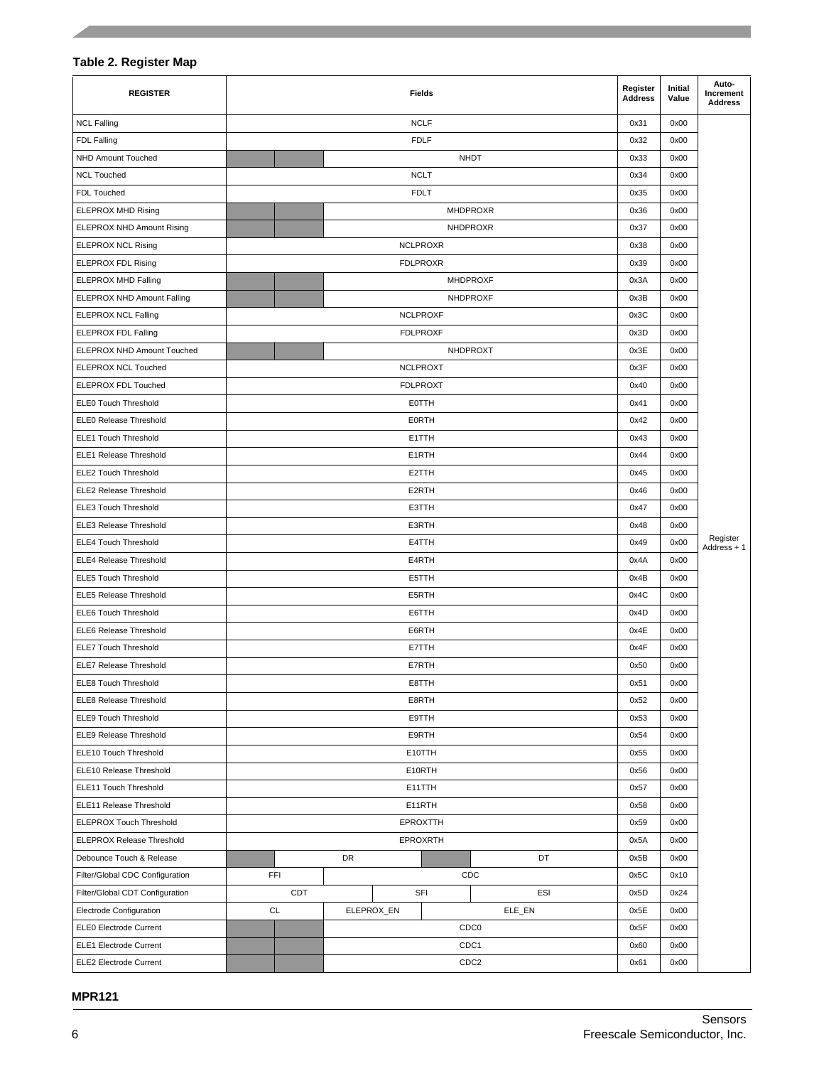**Table 2. Register Map**

| REGISTER | Fields | | | | | | | | Register Address | Initial Value | Auto-Increment Address |
|---|---|---|---|---|---|---|---|---|---|---|---|
| NCL Falling | NCLF | | | | | | | | 0x31 | 0x00 | Register Address + 1 |
| FDL Falling | FDLF | | | | | | | | 0x32 | 0x00 | |
| NHD Amount Touched | | | NHDT | | | | | | 0x33 | 0x00 | |
| NCL Touched | NCLT | | | | | | | | 0x34 | 0x00 | |
| FDL Touched | FDLT | | | | | | | | 0x35 | 0x00 | |
| ELEPROX MHD Rising | | | MHDPROXR | | | | | | 0x36 | 0x00 | |
| ELEPROX NHD Amount Rising | | | NHDPROXR | | | | | | 0x37 | 0x00 | |
| ELEPROX NCL Rising | NCLPROXR | | | | | | | | 0x38 | 0x00 | |
| ELEPROX FDL Rising | FDLPROXR | | | | | | | | 0x39 | 0x00 | |
| ELEPROX MHD Falling | | | MHDPROXF | | | | | | 0x3A | 0x00 | |
| ELEPROX NHD Amount Falling | | | NHDPROXF | | | | | | 0x3B | 0x00 | |
| ELEPROX NCL Falling | NCLPROXF | | | | | | | | 0x3C | 0x00 | |
| ELEPROX FDL Falling | FDLPROXF | | | | | | | | 0x3D | 0x00 | |
| ELEPROX NHD Amount Touched | | | NHDPROXT | | | | | | 0x3E | 0x00 | |
| ELEPROX NCL Touched | NCLPROXT | | | | | | | | 0x3F | 0x00 | |
| ELEPROX FDL Touched | FDLPROXT | | | | | | | | 0x40 | 0x00 | |
| ELE0 Touch Threshold | E0TTH | | | | | | | | 0x41 | 0x00 | |
| ELE0 Release Threshold | E0RTH | | | | | | | | 0x42 | 0x00 | |
| ELE1 Touch Threshold | E1TTH | | | | | | | | 0x43 | 0x00 | |
| ELE1 Release Threshold | E1RTH | | | | | | | | 0x44 | 0x00 | |
| ELE2 Touch Threshold | E2TTH | | | | | | | | 0x45 | 0x00 | |
| ELE2 Release Threshold | E2RTH | | | | | | | | 0x46 | 0x00 | |
| ELE3 Touch Threshold | E3TTH | | | | | | | | 0x47 | 0x00 | |
| ELE3 Release Threshold | E3RTH | | | | | | | | 0x48 | 0x00 | |
| ELE4 Touch Threshold | E4TTH | | | | | | | | 0x49 | 0x00 | |
| ELE4 Release Threshold | E4RTH | | | | | | | | 0x4A | 0x00 | |
| ELE5 Touch Threshold | E5TTH | | | | | | | | 0x4B | 0x00 | |
| ELE5 Release Threshold | E5RTH | | | | | | | | 0x4C | 0x00 | |
| ELE6 Touch Threshold | E6TTH | | | | | | | | 0x4D | 0x00 | |
| ELE6 Release Threshold | E6RTH | | | | | | | | 0x4E | 0x00 | |
| ELE7 Touch Threshold | E7TTH | | | | | | | | 0x4F | 0x00 | |
| ELE7 Release Threshold | E7RTH | | | | | | | | 0x50 | 0x00 | |
| ELE8 Touch Threshold | E8TTH | | | | | | | | 0x51 | 0x00 | |
| ELE8 Release Threshold | E8RTH | | | | | | | | 0x52 | 0x00 | |
| ELE9 Touch Threshold | E9TTH | | | | | | | | 0x53 | 0x00 | |
| ELE9 Release Threshold | E9RTH | | | | | | | | 0x54 | 0x00 | |
| ELE10 Touch Threshold | E10TTH | | | | | | | | 0x55 | 0x00 | |
| ELE10 Release Threshold | E10RTH | | | | | | | | 0x56 | 0x00 | |
| ELE11 Touch Threshold | E11TTH | | | | | | | | 0x57 | 0x00 | |
| ELE11 Release Threshold | E11RTH | | | | | | | | 0x58 | 0x00 | |
| ELEPROX Touch Threshold | EPROXTTH | | | | | | | | 0x59 | 0x00 | |
| ELEPROX Release Threshold | EPROXRTH | | | | | | | | 0x5A | 0x00 | |
| Debounce Touch & Release | | DR | | | | DT | | | 0x5B | 0x00 | |
| Filter/Global CDC Configuration | FFI | | CDC | | | | | | 0x5C | 0x10 | |
| Filter/Global CDT Configuration | CDT | | | SFI | | ESI | | | 0x5D | 0x24 | |
| Electrode Configuration | CL | | ELEPROX_EN | | ELE_EN | | | | 0x5E | 0x00 | |
| ELE0 Electrode Current | | | CDC0 | | | | | | 0x5F | 0x00 | |
| ELE1 Electrode Current | | | CDC1 | | | | | | 0x60 | 0x00 | |
| ELE2 Electrode Current | | | CDC2 | | | | | | 0x61 | 0x00 | |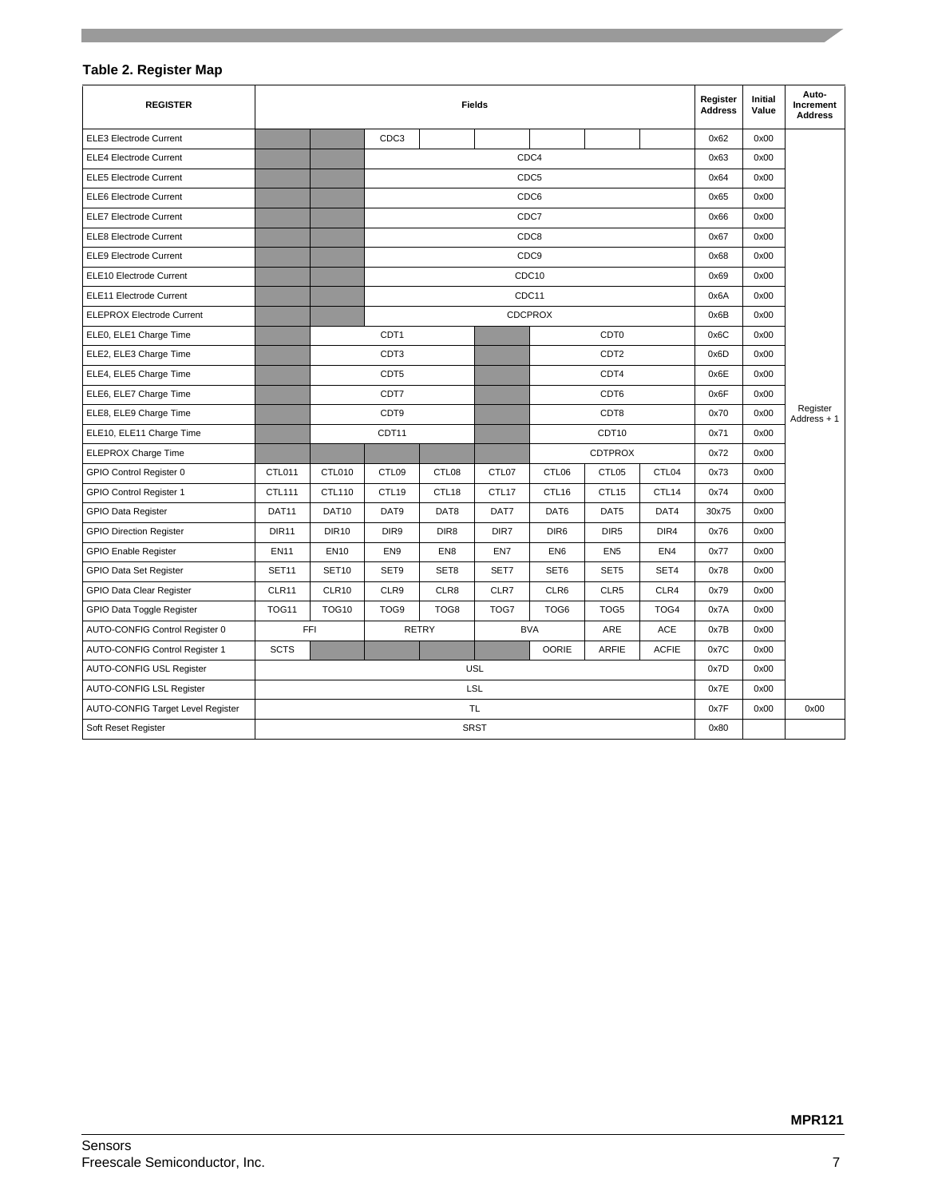**Table 2. Register Map**

| REGISTER | Fields | | | | | | | | Register Address | Initial Value | Auto-Increment Address |
|---|---|---|---|---|---|---|---|---|---|---|---|
| ELE3 Electrode Current | | | CDC3 | | | | | | 0x62 | 0x00 | Register Address + 1 |
| ELE4 Electrode Current | | | CDC4 | | | | | | 0x63 | 0x00 | |
| ELE5 Electrode Current | | | CDC5 | | | | | | 0x64 | 0x00 | |
| ELE6 Electrode Current | | | CDC6 | | | | | | 0x65 | 0x00 | |
| ELE7 Electrode Current | | | CDC7 | | | | | | 0x66 | 0x00 | |
| ELE8 Electrode Current | | | CDC8 | | | | | | 0x67 | 0x00 | |
| ELE9 Electrode Current | | | CDC9 | | | | | | 0x68 | 0x00 | |
| ELE10 Electrode Current | | | CDC10 | | | | | | 0x69 | 0x00 | |
| ELE11 Electrode Current | | | CDC11 | | | | | | 0x6A | 0x00 | |
| ELEPROX Electrode Current | | | CDCPROX | | | | | | 0x6B | 0x00 | |
| ELE0, ELE1 Charge Time | | CDT1 | | | | CDT0 | | | 0x6C | 0x00 | |
| ELE2, ELE3 Charge Time | | CDT3 | | | | CDT2 | | | 0x6D | 0x00 | |
| ELE4, ELE5 Charge Time | | CDT5 | | | | CDT4 | | | 0x6E | 0x00 | |
| ELE6, ELE7 Charge Time | | CDT7 | | | | CDT6 | | | 0x6F | 0x00 | |
| ELE8, ELE9 Charge Time | | CDT9 | | | | CDT8 | | | 0x70 | 0x00 | |
| ELE10, ELE11 Charge Time | | CDT11 | | | | CDT10 | | | 0x71 | 0x00 | |
| ELEPROX Charge Time | | | | | | CDTPROX | | | 0x72 | 0x00 | |
| GPIO Control Register 0 | CTL011 | CTL010 | CTL09 | CTL08 | CTL07 | CTL06 | CTL05 | CTL04 | 0x73 | 0x00 | |
| GPIO Control Register 1 | CTL111 | CTL110 | CTL19 | CTL18 | CTL17 | CTL16 | CTL15 | CTL14 | 0x74 | 0x00 | |
| GPIO Data Register | DAT11 | DAT10 | DAT9 | DAT8 | DAT7 | DAT6 | DAT5 | DAT4 | 30x75 | 0x00 | |
| GPIO Direction Register | DIR11 | DIR10 | DIR9 | DIR8 | DIR7 | DIR6 | DIR5 | DIR4 | 0x76 | 0x00 | |
| GPIO Enable Register | EN11 | EN10 | EN9 | EN8 | EN7 | EN6 | EN5 | EN4 | 0x77 | 0x00 | |
| GPIO Data Set Register | SET11 | SET10 | SET9 | SET8 | SET7 | SET6 | SET5 | SET4 | 0x78 | 0x00 | |
| GPIO Data Clear Register | CLR11 | CLR10 | CLR9 | CLR8 | CLR7 | CLR6 | CLR5 | CLR4 | 0x79 | 0x00 | |
| GPIO Data Toggle Register | TOG11 | TOG10 | TOG9 | TOG8 | TOG7 | TOG6 | TOG5 | TOG4 | 0x7A | 0x00 | |
| AUTO-CONFIG Control Register 0 | FFI | | RETRY | | BVA | | ARE | ACE | 0x7B | 0x00 | |
| AUTO-CONFIG Control Register 1 | SCTS | | | | | OORIE | ARFIE | ACFIE | 0x7C | 0x00 | |
| AUTO-CONFIG USL Register | USL | | | | | | | | 0x7D | 0x00 | |
| AUTO-CONFIG LSL Register | LSL | | | | | | | | 0x7E | 0x00 | |
| AUTO-CONFIG Target Level Register | TL | | | | | | | | 0x7F | 0x00 | 0x00 |
| Soft Reset Register | SRST | | | | | | | | 0x80 | | |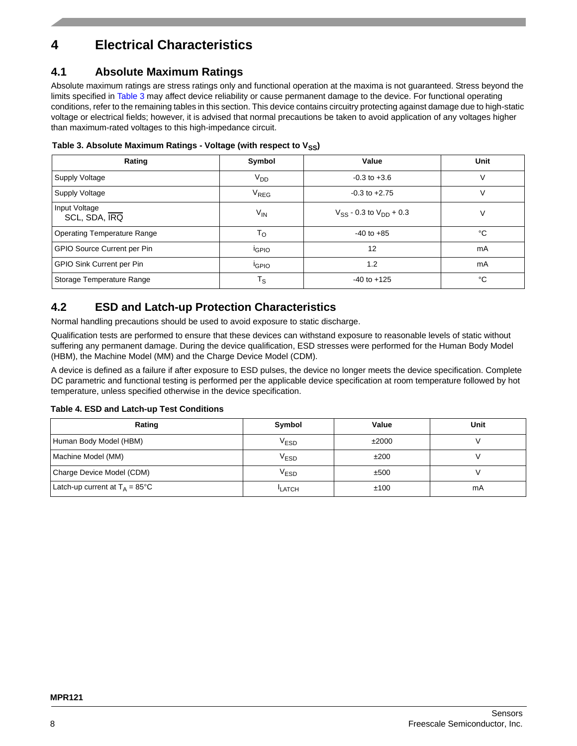# 4 Electrical Characteristics

## 4.1 Absolute Maximum Ratings

Absolute maximum ratings are stress ratings only and functional operation at the maxima is not guaranteed. Stress beyond the limits specified in Table 3 may affect device reliability or cause permanent damage to the device. For functional operating conditions, refer to the remaining tables in this section. This device contains circuitry protecting against damage due to high-static voltage or electrical fields; however, it is advised that normal precautions be taken to avoid application of any voltages higher than maximum-rated voltages to this high-impedance circuit.

**Table 3. Absolute Maximum Ratings - Voltage (with respect to $V_{SS}$)**

| Rating | Symbol | Value | Unit |
|---|---|---|---|
| Supply Voltage | $V_{DD}$ | -0.3 to +3.6 | V |
| Supply Voltage | $V_{REG}$ | -0.3 to +2.75 | V |
| Input Voltage<br>SCL, SDA, $\overline{IRQ}$ | $V_{IN}$ | $V_{SS}$ - 0.3 to $V_{DD}$ + 0.3 | V |
| Operating Temperature Range | $T_O$ | -40 to +85 | °C |
| GPIO Source Current per Pin | $i_{GPIO}$ | 12 | mA |
| GPIO Sink Current per Pin | $i_{GPIO}$ | 1.2 | mA |
| Storage Temperature Range | $T_S$ | -40 to +125 | °C |

## 4.2 ESD and Latch-up Protection Characteristics

Normal handling precautions should be used to avoid exposure to static discharge.

Qualification tests are performed to ensure that these devices can withstand exposure to reasonable levels of static without suffering any permanent damage. During the device qualification, ESD stresses were performed for the Human Body Model (HBM), the Machine Model (MM) and the Charge Device Model (CDM).

A device is defined as a failure if after exposure to ESD pulses, the device no longer meets the device specification. Complete DC parametric and functional testing is performed per the applicable device specification at room temperature followed by hot temperature, unless specified otherwise in the device specification.

**Table 4. ESD and Latch-up Test Conditions**

| Rating | Symbol | Value | Unit |
|---|---|---|---|
| Human Body Model (HBM) | $V_{ESD}$ | ±2000 | V |
| Machine Model (MM) | $V_{ESD}$ | ±200 | V |
| Charge Device Model (CDM) | $V_{ESD}$ | ±500 | V |
| Latch-up current at $T_A$ = 85°C | $I_{LATCH}$ | ±100 | mA |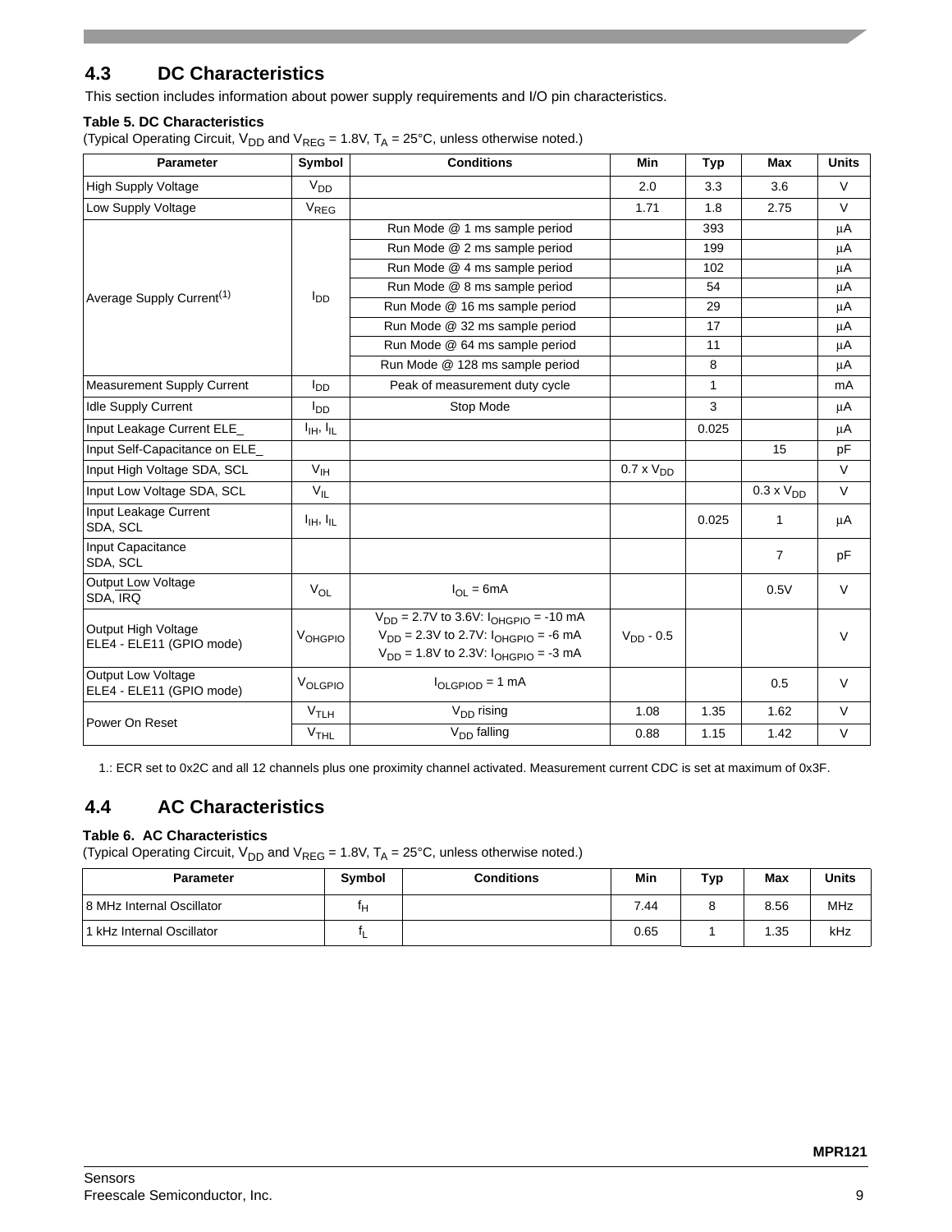## 4.3 DC Characteristics

This section includes information about power supply requirements and I/O pin characteristics.

**Table 5. DC Characteristics**

(Typical Operating Circuit, $V_{DD}$ and $V_{REG}$ = 1.8V, $T_A$ = 25°C, unless otherwise noted.)

| Parameter | Symbol | Conditions | Min | Typ | Max | Units |
|---|---|---|---|---|---|---|
| High Supply Voltage | $V_{DD}$ | | 2.0 | 3.3 | 3.6 | V |
| Low Supply Voltage | $V_{REG}$ | | 1.71 | 1.8 | 2.75 | V |
| Average Supply Current[1] | $I_{DD}$ | Run Mode @ 1 ms sample period | | 393 | | µA |
| | | Run Mode @ 2 ms sample period | | 199 | | µA |
| | | Run Mode @ 4 ms sample period | | 102 | | µA |
| | | Run Mode @ 8 ms sample period | | 54 | | µA |
| | | Run Mode @ 16 ms sample period | | 29 | | µA |
| | | Run Mode @ 32 ms sample period | | 17 | | µA |
| | | Run Mode @ 64 ms sample period | | 11 | | µA |
| | | Run Mode @ 128 ms sample period | | 8 | | µA |
| Measurement Supply Current | $I_{DD}$ | Peak of measurement duty cycle | | 1 | | mA |
| Idle Supply Current | $I_{DD}$ | Stop Mode | | 3 | | µA |
| Input Leakage Current ELE_ | $I_{IH}$, $I_{IL}$ | | | 0.025 | | µA |
| Input Self-Capacitance on ELE_ | | | | | 15 | pF |
| Input High Voltage SDA, SCL | $V_{IH}$ | | 0.7 x $V_{DD}$ | | | V |
| Input Low Voltage SDA, SCL | $V_{IL}$ | | | | 0.3 x $V_{DD}$ | V |
| Input Leakage Current SDA, SCL | $I_{IH}$, $I_{IL}$ | | | 0.025 | 1 | µA |
| Input Capacitance SDA, SCL | | | | | 7 | pF |
| Output Low Voltage SDA, $\overline{IRQ}$ | $V_{OL}$ | $I_{OL}$ = 6mA | | | 0.5V | V |
| Output High Voltage ELE4 - ELE11 (GPIO mode) | $V_{OHGPIO}$ | $V_{DD}$ = 2.7V to 3.6V: $I_{OHGPIO}$ = -10 mA<br>$V_{DD}$ = 2.3V to 2.7V: $I_{OHGPIO}$ = -6 mA<br>$V_{DD}$ = 1.8V to 2.3V: $I_{OHGPIO}$ = -3 mA | $V_{DD}$ - 0.5 | | | V |
| Output Low Voltage ELE4 - ELE11 (GPIO mode) | $V_{OLGPIO}$ | $I_{OLGPIOD}$ = 1 mA | | | 0.5 | V |
| Power On Reset | $V_{TLH}$ | $V_{DD}$ rising | 1.08 | 1.35 | 1.62 | V |
| | $V_{THL}$ | $V_{DD}$ falling | 0.88 | 1.15 | 1.42 | V |

1.: ECR set to 0x2C and all 12 channels plus one proximity channel activated. Measurement current CDC is set at maximum of 0x3F.

## 4.4 AC Characteristics

**Table 6. AC Characteristics**

(Typical Operating Circuit, $V_{DD}$ and $V_{REG}$ = 1.8V, $T_A$ = 25°C, unless otherwise noted.)

| Parameter | Symbol | Conditions | Min | Typ | Max | Units |
|---|---|---|---|---|---|---|
| 8 MHz Internal Oscillator | $f_H$ | | 7.44 | 8 | 8.56 | MHz |
| 1 kHz Internal Oscillator | $f_L$ | | 0.65 | 1 | 1.35 | kHz |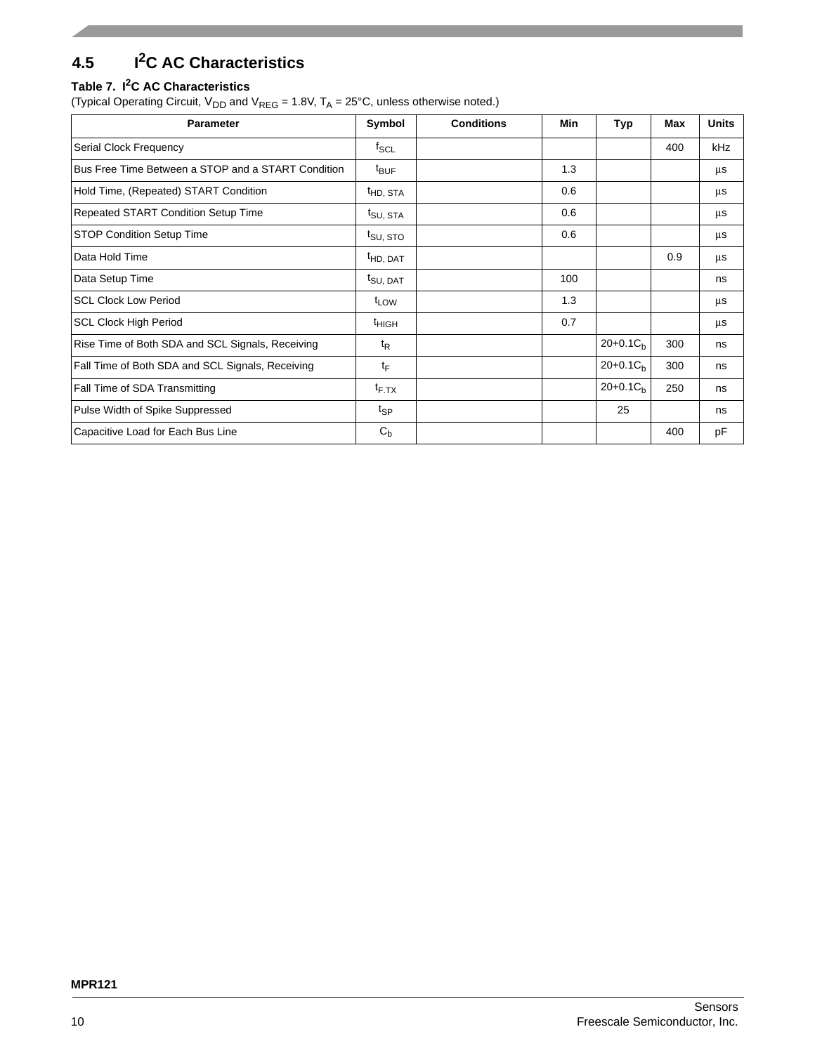## 4.5 $I^2C$ AC Characteristics

**Table 7. $I^2C$ AC Characteristics**

(Typical Operating Circuit, $V_{DD}$ and $V_{REG}$ = 1.8V, $T_A$ = 25°C, unless otherwise noted.)

| Parameter | Symbol | Conditions | Min | Typ | Max | Units |
|---|---|---|---|---|---|---|
| Serial Clock Frequency | $f_{SCL}$ | | | | 400 | kHz |
| Bus Free Time Between a STOP and a START Condition | $t_{BUF}$ | | 1.3 | | | µs |
| Hold Time, (Repeated) START Condition | $t_{HD, STA}$ | | 0.6 | | | µs |
| Repeated START Condition Setup Time | $t_{SU, STA}$ | | 0.6 | | | µs |
| STOP Condition Setup Time | $t_{SU, STO}$ | | 0.6 | | | µs |
| Data Hold Time | $t_{HD, DAT}$ | | | | 0.9 | µs |
| Data Setup Time | $t_{SU, DAT}$ | | 100 | | | ns |
| SCL Clock Low Period | $t_{LOW}$ | | 1.3 | | | µs |
| SCL Clock High Period | $t_{HIGH}$ | | 0.7 | | | µs |
| Rise Time of Both SDA and SCL Signals, Receiving | $t_R$ | | | $20+0.1C_b$ | 300 | ns |
| Fall Time of Both SDA and SCL Signals, Receiving | $t_F$ | | | $20+0.1C_b$ | 300 | ns |
| Fall Time of SDA Transmitting | $t_{F.TX}$ | | | $20+0.1C_b$ | 250 | ns |
| Pulse Width of Spike Suppressed | $t_{SP}$ | | | 25 | | ns |
| Capacitive Load for Each Bus Line | $C_b$ | | | | 400 | pF |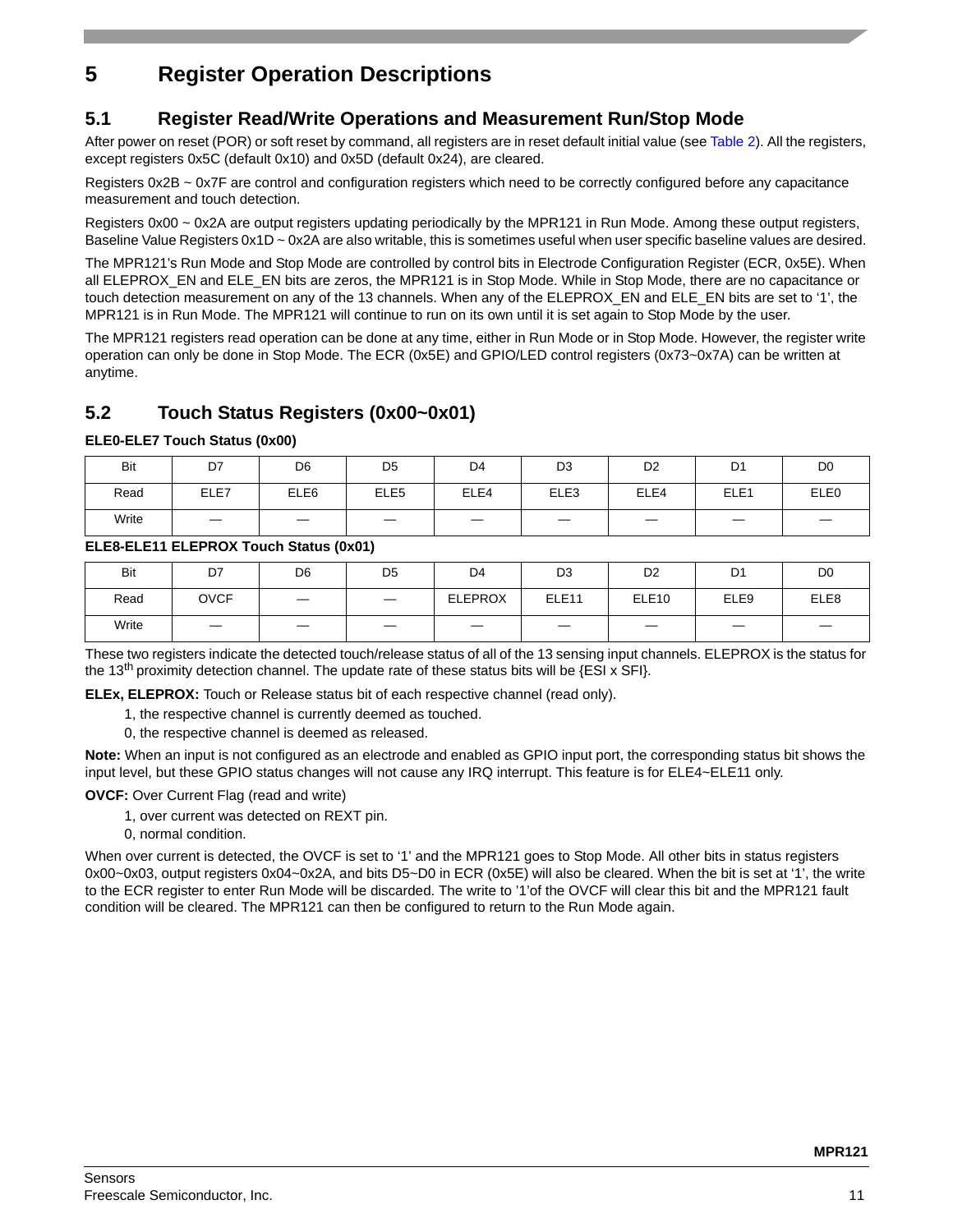# 5 Register Operation Descriptions

## 5.1 Register Read/Write Operations and Measurement Run/Stop Mode

After power on reset (POR) or soft reset by command, all registers are in reset default initial value (see Table 2). All the registers, except registers 0x5C (default 0x10) and 0x5D (default 0x24), are cleared.

Registers 0x2B ~ 0x7F are control and configuration registers which need to be correctly configured before any capacitance measurement and touch detection.

Registers 0x00 ~ 0x2A are output registers updating periodically by the MPR121 in Run Mode. Among these output registers, Baseline Value Registers 0x1D ~ 0x2A are also writable, this is sometimes useful when user specific baseline values are desired.

The MPR121's Run Mode and Stop Mode are controlled by control bits in Electrode Configuration Register (ECR, 0x5E). When all ELEPROX_EN and ELE_EN bits are zeros, the MPR121 is in Stop Mode. While in Stop Mode, there are no capacitance or touch detection measurement on any of the 13 channels. When any of the ELEPROX_EN and ELE_EN bits are set to '1', the MPR121 is in Run Mode. The MPR121 will continue to run on its own until it is set again to Stop Mode by the user.

The MPR121 registers read operation can be done at any time, either in Run Mode or in Stop Mode. However, the register write operation can only be done in Stop Mode. The ECR (0x5E) and GPIO/LED control registers (0x73~0x7A) can be written at anytime.

## 5.2 Touch Status Registers (0x00~0x01)

**ELE0-ELE7 Touch Status (0x00)**

| Bit | D7 | D6 | D5 | D4 | D3 | D2 | D1 | D0 |
|---|---|---|---|---|---|---|---|---|
| Read | ELE7 | ELE6 | ELE5 | ELE4 | ELE3 | ELE4 | ELE1 | ELE0 |
| Write | — | — | — | — | — | — | — | — |

**ELE8-ELE11 ELEPROX Touch Status (0x01)**

| Bit | D7 | D6 | D5 | D4 | D3 | D2 | D1 | D0 |
|---|---|---|---|---|---|---|---|---|
| Read | OVCF | — | — | ELEPROX | ELE11 | ELE10 | ELE9 | ELE8 |
| Write | — | — | — | — | — | — | — | — |

These two registers indicate the detected touch/release status of all of the 13 sensing input channels. ELEPROX is the status for the 13th proximity detection channel. The update rate of these status bits will be {ESI x SFI}.

**ELEx, ELEPROX:** Touch or Release status bit of each respective channel (read only).

1, the respective channel is currently deemed as touched.

0, the respective channel is deemed as released.

**Note:** When an input is not configured as an electrode and enabled as GPIO input port, the corresponding status bit shows the input level, but these GPIO status changes will not cause any IRQ interrupt. This feature is for ELE4~ELE11 only.

**OVCF:** Over Current Flag (read and write)

1, over current was detected on REXT pin.

0, normal condition.

When over current is detected, the OVCF is set to '1' and the MPR121 goes to Stop Mode. All other bits in status registers 0x00~0x03, output registers 0x04~0x2A, and bits D5~D0 in ECR (0x5E) will also be cleared. When the bit is set at '1', the write to the ECR register to enter Run Mode will be discarded. The write to '1'of the OVCF will clear this bit and the MPR121 fault condition will be cleared. The MPR121 can then be configured to return to the Run Mode again.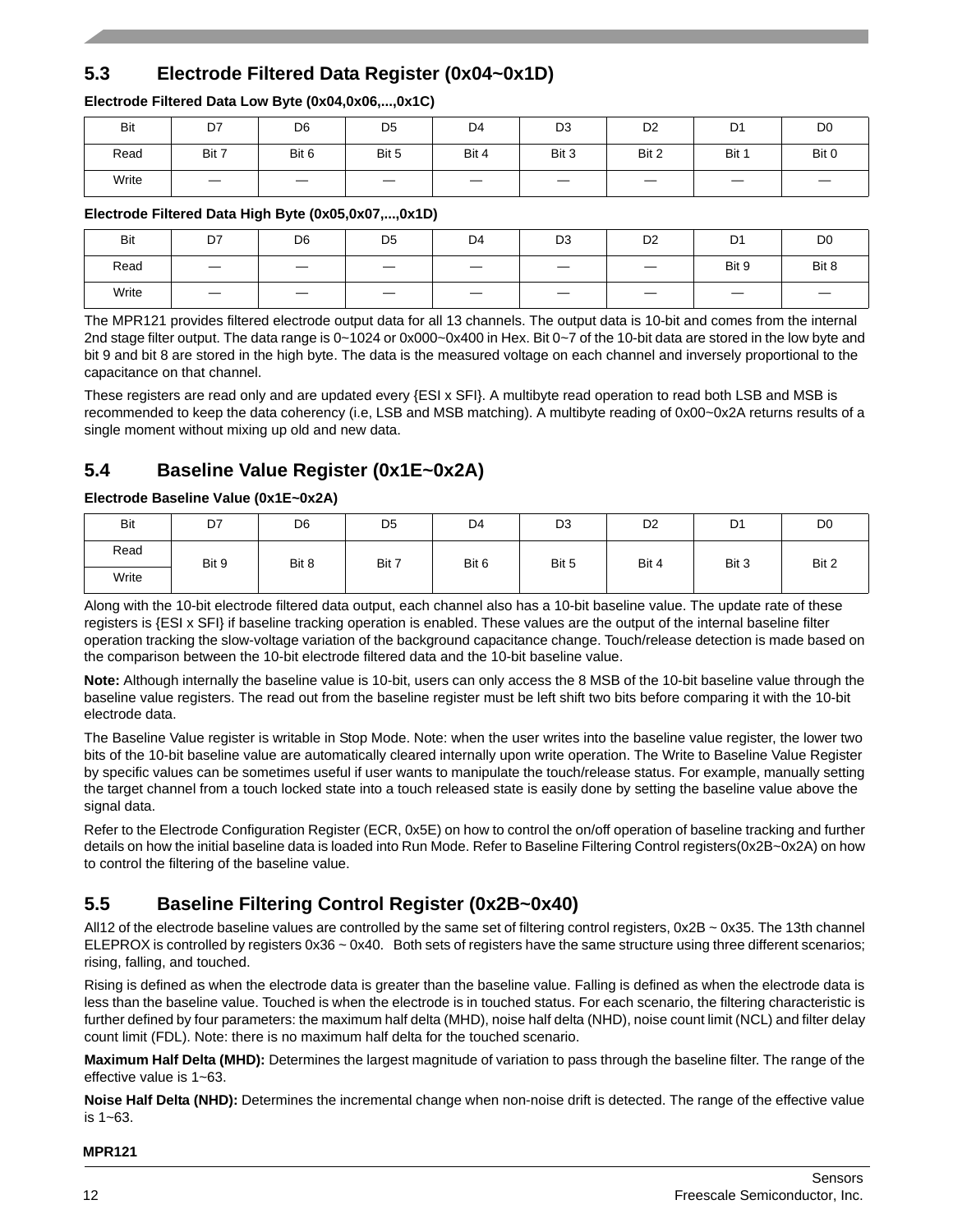## 5.3 Electrode Filtered Data Register (0x04~0x1D)

**Electrode Filtered Data Low Byte (0x04,0x06,...,0x1C)**

| Bit | D7 | D6 | D5 | D4 | D3 | D2 | D1 | D0 |
|---|---|---|---|---|---|---|---|---|
| Read | Bit 7 | Bit 6 | Bit 5 | Bit 4 | Bit 3 | Bit 2 | Bit 1 | Bit 0 |
| Write | — | — | — | — | — | — | — | — |

**Electrode Filtered Data High Byte (0x05,0x07,...,0x1D)**

| Bit | D7 | D6 | D5 | D4 | D3 | D2 | D1 | D0 |
|---|---|---|---|---|---|---|---|---|
| Read | — | — | — | — | — | — | Bit 9 | Bit 8 |
| Write | — | — | — | — | — | — | — | — |

The MPR121 provides filtered electrode output data for all 13 channels. The output data is 10-bit and comes from the internal 2nd stage filter output. The data range is 0~1024 or 0x000~0x400 in Hex. Bit 0~7 of the 10-bit data are stored in the low byte and bit 9 and bit 8 are stored in the high byte. The data is the measured voltage on each channel and inversely proportional to the capacitance on that channel.

These registers are read only and are updated every {ESI x SFI}. A multibyte read operation to read both LSB and MSB is recommended to keep the data coherency (i.e, LSB and MSB matching). A multibyte reading of 0x00~0x2A returns results of a single moment without mixing up old and new data.

## 5.4 Baseline Value Register (0x1E~0x2A)

**Electrode Baseline Value (0x1E~0x2A)**

| Bit | D7 | D6 | D5 | D4 | D3 | D2 | D1 | D0 |
|---|---|---|---|---|---|---|---|---|
| Read | Bit 9 | Bit 8 | Bit 7 | Bit 6 | Bit 5 | Bit 4 | Bit 3 | Bit 2 |
| Write | | | | | | | | |

Along with the 10-bit electrode filtered data output, each channel also has a 10-bit baseline value. The update rate of these registers is {ESI x SFI} if baseline tracking operation is enabled. These values are the output of the internal baseline filter operation tracking the slow-voltage variation of the background capacitance change. Touch/release detection is made based on the comparison between the 10-bit electrode filtered data and the 10-bit baseline value.

**Note:** Although internally the baseline value is 10-bit, users can only access the 8 MSB of the 10-bit baseline value through the baseline value registers. The read out from the baseline register must be left shift two bits before comparing it with the 10-bit electrode data.

The Baseline Value register is writable in Stop Mode. Note: when the user writes into the baseline value register, the lower two bits of the 10-bit baseline value are automatically cleared internally upon write operation. The Write to Baseline Value Register by specific values can be sometimes useful if user wants to manipulate the touch/release status. For example, manually setting the target channel from a touch locked state into a touch released state is easily done by setting the baseline value above the signal data.

Refer to the Electrode Configuration Register (ECR, 0x5E) on how to control the on/off operation of baseline tracking and further details on how the initial baseline data is loaded into Run Mode. Refer to Baseline Filtering Control registers(0x2B~0x2A) on how to control the filtering of the baseline value.

## 5.5 Baseline Filtering Control Register (0x2B~0x40)

All12 of the electrode baseline values are controlled by the same set of filtering control registers, 0x2B ~ 0x35. The 13th channel ELEPROX is controlled by registers 0x36 ~ 0x40. Both sets of registers have the same structure using three different scenarios; rising, falling, and touched.

Rising is defined as when the electrode data is greater than the baseline value. Falling is defined as when the electrode data is less than the baseline value. Touched is when the electrode is in touched status. For each scenario, the filtering characteristic is further defined by four parameters: the maximum half delta (MHD), noise half delta (NHD), noise count limit (NCL) and filter delay count limit (FDL). Note: there is no maximum half delta for the touched scenario.

**Maximum Half Delta (MHD):** Determines the largest magnitude of variation to pass through the baseline filter. The range of the effective value is 1~63.

**Noise Half Delta (NHD):** Determines the incremental change when non-noise drift is detected. The range of the effective value is 1~63.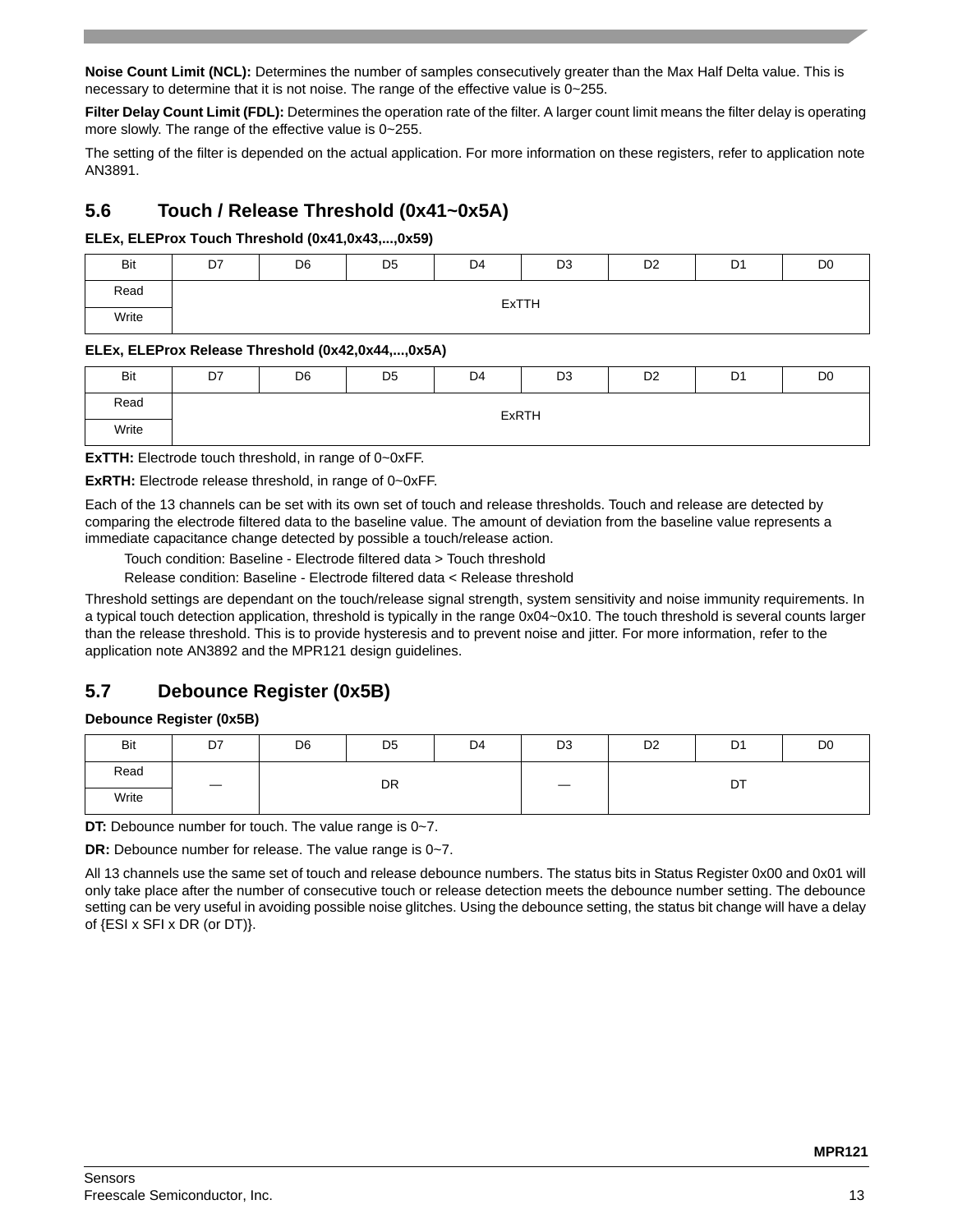**Noise Count Limit (NCL):** Determines the number of samples consecutively greater than the Max Half Delta value. This is necessary to determine that it is not noise. The range of the effective value is 0~255.

**Filter Delay Count Limit (FDL):** Determines the operation rate of the filter. A larger count limit means the filter delay is operating more slowly. The range of the effective value is 0~255.

The setting of the filter is depended on the actual application. For more information on these registers, refer to application note AN3891.

## 5.6 Touch / Release Threshold (0x41~0x5A)

**ELEx, ELEProx Touch Threshold (0x41,0x43,...,0x59)**

| Bit | D7 | D6 | D5 | D4 | D3 | D2 | D1 | D0 |
|---|---|---|---|---|---|---|---|---|
| Read | ExTTH | | | | | | | |
| Write | | | | | | | | |

**ELEx, ELEProx Release Threshold (0x42,0x44,...,0x5A)**

| Bit | D7 | D6 | D5 | D4 | D3 | D2 | D1 | D0 |
|---|---|---|---|---|---|---|---|---|
| Read | ExRTH | | | | | | | |
| Write | | | | | | | | |

**ExTTH:** Electrode touch threshold, in range of 0~0xFF.

**ExRTH:** Electrode release threshold, in range of 0~0xFF.

Each of the 13 channels can be set with its own set of touch and release thresholds. Touch and release are detected by comparing the electrode filtered data to the baseline value. The amount of deviation from the baseline value represents a immediate capacitance change detected by possible a touch/release action.

Touch condition: Baseline - Electrode filtered data > Touch threshold

Release condition: Baseline - Electrode filtered data < Release threshold

Threshold settings are dependant on the touch/release signal strength, system sensitivity and noise immunity requirements. In a typical touch detection application, threshold is typically in the range 0x04~0x10. The touch threshold is several counts larger than the release threshold. This is to provide hysteresis and to prevent noise and jitter. For more information, refer to the application note AN3892 and the MPR121 design guidelines.

## 5.7 Debounce Register (0x5B)

**Debounce Register (0x5B)**

| Bit | D7 | D6 | D5 | D4 | D3 | D2 | D1 | D0 |
|---|---|---|---|---|---|---|---|---|
| Read | — | DR | | | — | DT | | |
| Write | | | | | | | | |

**DT:** Debounce number for touch. The value range is 0~7.

**DR:** Debounce number for release. The value range is 0~7.

All 13 channels use the same set of touch and release debounce numbers. The status bits in Status Register 0x00 and 0x01 will only take place after the number of consecutive touch or release detection meets the debounce number setting. The debounce setting can be very useful in avoiding possible noise glitches. Using the debounce setting, the status bit change will have a delay of {ESI x SFI x DR (or DT)}.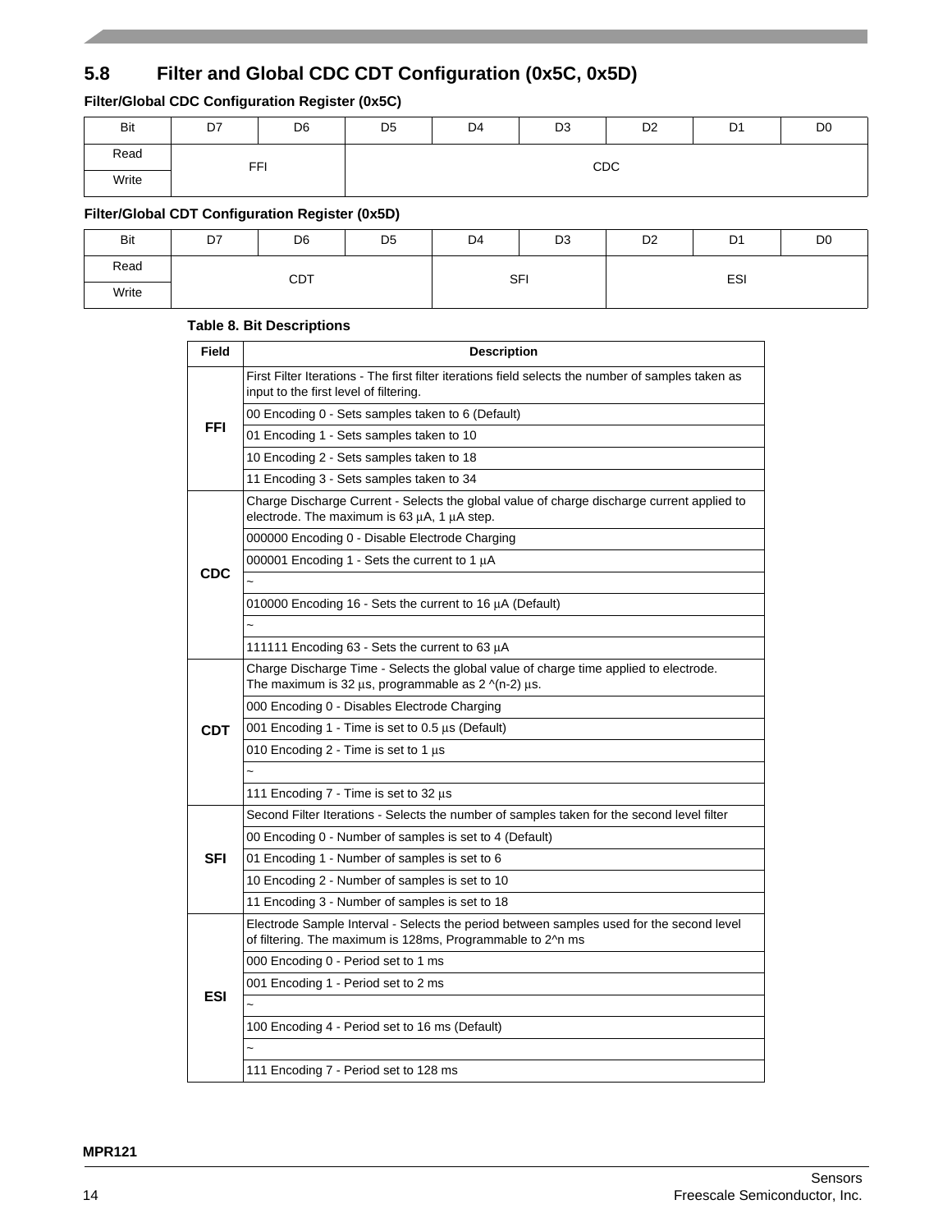## 5.8 Filter and Global CDC CDT Configuration (0x5C, 0x5D)

**Filter/Global CDC Configuration Register (0x5C)**

| Bit | D7 | D6 | D5 | D4 | D3 | D2 | D1 | D0 |
|---|---|---|---|---|---|---|---|---|
| Read | FFI | | CDC | | | | | |
| Write | | | | | | | | |

**Filter/Global CDT Configuration Register (0x5D)**

| Bit | D7 | D6 | D5 | D4 | D3 | D2 | D1 | D0 |
|---|---|---|---|---|---|---|---|---|
| Read | CDT | | | SFI | | ESI | | |
| Write | | | | | | | | |

**Table 8. Bit Descriptions**

| Field | Description |
|---|---|
| **FFI** | First Filter Iterations - The first filter iterations field selects the number of samples taken as input to the first level of filtering. |
| | 00 Encoding 0 - Sets samples taken to 6 (Default) |
| | 01 Encoding 1 - Sets samples taken to 10 |
| | 10 Encoding 2 - Sets samples taken to 18 |
| | 11 Encoding 3 - Sets samples taken to 34 |
| **CDC** | Charge Discharge Current - Selects the global value of charge discharge current applied to electrode. The maximum is 63 μA, 1 μA step. |
| | 000000 Encoding 0 - Disable Electrode Charging |
| | 000001 Encoding 1 - Sets the current to 1 μA |
| | ~ |
| | 010000 Encoding 16 - Sets the current to 16 μA (Default) |
| | ~ |
| | 111111 Encoding 63 - Sets the current to 63 μA |
| **CDT** | Charge Discharge Time - Selects the global value of charge time applied to electrode. The maximum is 32 μs, programmable as 2 ^(n-2) μs. |
| | 000 Encoding 0 - Disables Electrode Charging |
| | 001 Encoding 1 - Time is set to 0.5 μs (Default) |
| | 010 Encoding 2 - Time is set to 1 μs |
| | ~ |
| | 111 Encoding 7 - Time is set to 32 μs |
| **SFI** | Second Filter Iterations - Selects the number of samples taken for the second level filter |
| | 00 Encoding 0 - Number of samples is set to 4 (Default) |
| | 01 Encoding 1 - Number of samples is set to 6 |
| | 10 Encoding 2 - Number of samples is set to 10 |
| | 11 Encoding 3 - Number of samples is set to 18 |
| **ESI** | Electrode Sample Interval - Selects the period between samples used for the second level of filtering. The maximum is 128ms, Programmable to 2^n ms |
| | 000 Encoding 0 - Period set to 1 ms |
| | 001 Encoding 1 - Period set to 2 ms |
| | ~ |
| | 100 Encoding 4 - Period set to 16 ms (Default) |
| | ~ |
| | 111 Encoding 7 - Period set to 128 ms |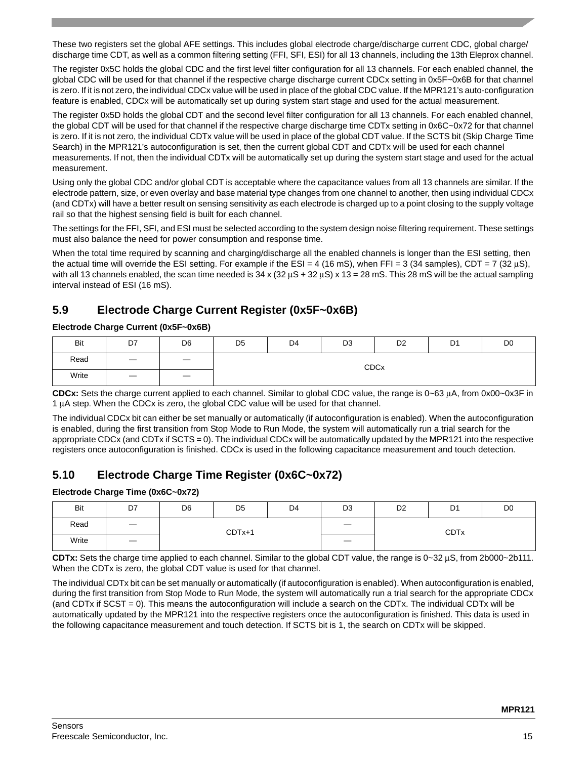These two registers set the global AFE settings. This includes global electrode charge/discharge current CDC, global charge/discharge time CDT, as well as a common filtering setting (FFI, SFI, ESI) for all 13 channels, including the 13th Eleprox channel.

The register 0x5C holds the global CDC and the first level filter configuration for all 13 channels. For each enabled channel, the global CDC will be used for that channel if the respective charge discharge current CDCx setting in 0x5F~0x6B for that channel is zero. If it is not zero, the individual CDCx value will be used in place of the global CDC value. If the MPR121's auto-configuration feature is enabled, CDCx will be automatically set up during system start stage and used for the actual measurement.

The register 0x5D holds the global CDT and the second level filter configuration for all 13 channels. For each enabled channel, the global CDT will be used for that channel if the respective charge discharge time CDTx setting in 0x6C~0x72 for that channel is zero. If it is not zero, the individual CDTx value will be used in place of the global CDT value. If the SCTS bit (Skip Charge Time Search) in the MPR121's autoconfiguration is set, then the current global CDT and CDTx will be used for each channel measurements. If not, then the individual CDTx will be automatically set up during the system start stage and used for the actual measurement.

Using only the global CDC and/or global CDT is acceptable where the capacitance values from all 13 channels are similar. If the electrode pattern, size, or even overlay and base material type changes from one channel to another, then using individual CDCx (and CDTx) will have a better result on sensing sensitivity as each electrode is charged up to a point closing to the supply voltage rail so that the highest sensing field is built for each channel.

The settings for the FFI, SFI, and ESI must be selected according to the system design noise filtering requirement. These settings must also balance the need for power consumption and response time.

When the total time required by scanning and charging/discharge all the enabled channels is longer than the ESI setting, then the actual time will override the ESI setting. For example if the ESI = 4 (16 mS), when FFI = 3 (34 samples), CDT = 7 (32 μS), with all 13 channels enabled, the scan time needed is 34 x (32 μS + 32 μS) x 13 = 28 mS. This 28 mS will be the actual sampling interval instead of ESI (16 mS).

## 5.9 Electrode Charge Current Register (0x5F~0x6B)

**Electrode Charge Current (0x5F~0x6B)**

| Bit | D7 | D6 | D5 | D4 | D3 | D2 | D1 | D0 |
|---|---|---|---|---|---|---|---|---|
| Read | — | — | CDCx | | | | | |
| Write | — | — | | | | | | |

**CDCx:** Sets the charge current applied to each channel. Similar to global CDC value, the range is 0~63 μA, from 0x00~0x3F in 1 μA step. When the CDCx is zero, the global CDC value will be used for that channel.

The individual CDCx bit can either be set manually or automatically (if autoconfiguration is enabled). When the autoconfiguration is enabled, during the first transition from Stop Mode to Run Mode, the system will automatically run a trial search for the appropriate CDCx (and CDTx if SCTS = 0). The individual CDCx will be automatically updated by the MPR121 into the respective registers once autoconfiguration is finished. CDCx is used in the following capacitance measurement and touch detection.

## 5.10 Electrode Charge Time Register (0x6C~0x72)

**Electrode Charge Time (0x6C~0x72)**

| Bit | D7 | D6 | D5 | D4 | D3 | D2 | D1 | D0 |
|---|---|---|---|---|---|---|---|---|
| Read | — | CDTx+1 | | | — | CDTx | | |
| Write | — | | | | — | | | |

**CDTx:** Sets the charge time applied to each channel. Similar to the global CDT value, the range is 0~32 μS, from 2b000~2b111. When the CDTx is zero, the global CDT value is used for that channel.

The individual CDTx bit can be set manually or automatically (if autoconfiguration is enabled). When autoconfiguration is enabled, during the first transition from Stop Mode to Run Mode, the system will automatically run a trial search for the appropriate CDCx (and CDTx if SCST = 0). This means the autoconfiguration will include a search on the CDTx. The individual CDTx will be automatically updated by the MPR121 into the respective registers once the autoconfiguration is finished. This data is used in the following capacitance measurement and touch detection. If SCTS bit is 1, the search on CDTx will be skipped.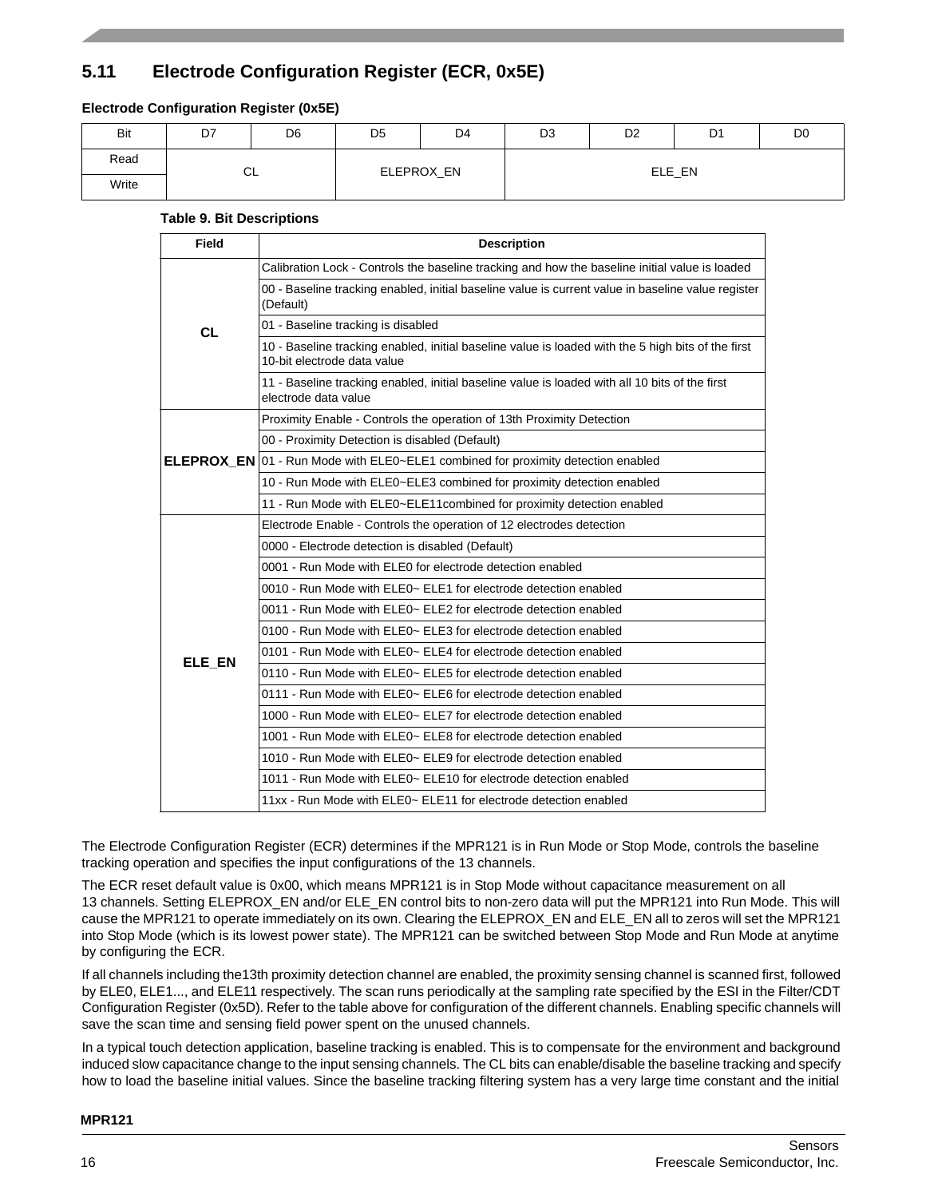## 5.11 Electrode Configuration Register (ECR, 0x5E)

**Electrode Configuration Register (0x5E)**

| Bit | D7 | D6 | D5 | D4 | D3 | D2 | D1 | D0 |
|---|---|---|---|---|---|---|---|---|
| Read | CL | | ELEPROX_EN | | ELE_EN | | | |
| Write | | | | | | | | |

**Table 9. Bit Descriptions**

| Field | Description |
|---|---|
| **CL** | Calibration Lock - Controls the baseline tracking and how the baseline initial value is loaded |
| | 00 - Baseline tracking enabled, initial baseline value is current value in baseline value register (Default) |
| | 01 - Baseline tracking is disabled |
| | 10 - Baseline tracking enabled, initial baseline value is loaded with the 5 high bits of the first 10-bit electrode data value |
| | 11 - Baseline tracking enabled, initial baseline value is loaded with all 10 bits of the first electrode data value |
| **ELEPROX_EN** | Proximity Enable - Controls the operation of 13th Proximity Detection |
| | 00 - Proximity Detection is disabled (Default) |
| | 01 - Run Mode with ELE0~ELE1 combined for proximity detection enabled |
| | 10 - Run Mode with ELE0~ELE3 combined for proximity detection enabled |
| | 11 - Run Mode with ELE0~ELE11combined for proximity detection enabled |
| **ELE_EN** | Electrode Enable - Controls the operation of 12 electrodes detection |
| | 0000 - Electrode detection is disabled (Default) |
| | 0001 - Run Mode with ELE0 for electrode detection enabled |
| | 0010 - Run Mode with ELE0~ ELE1 for electrode detection enabled |
| | 0011 - Run Mode with ELE0~ ELE2 for electrode detection enabled |
| | 0100 - Run Mode with ELE0~ ELE3 for electrode detection enabled |
| | 0101 - Run Mode with ELE0~ ELE4 for electrode detection enabled |
| | 0110 - Run Mode with ELE0~ ELE5 for electrode detection enabled |
| | 0111 - Run Mode with ELE0~ ELE6 for electrode detection enabled |
| | 1000 - Run Mode with ELE0~ ELE7 for electrode detection enabled |
| | 1001 - Run Mode with ELE0~ ELE8 for electrode detection enabled |
| | 1010 - Run Mode with ELE0~ ELE9 for electrode detection enabled |
| | 1011 - Run Mode with ELE0~ ELE10 for electrode detection enabled |
| | 11xx - Run Mode with ELE0~ ELE11 for electrode detection enabled |

The Electrode Configuration Register (ECR) determines if the MPR121 is in Run Mode or Stop Mode, controls the baseline tracking operation and specifies the input configurations of the 13 channels.

The ECR reset default value is 0x00, which means MPR121 is in Stop Mode without capacitance measurement on all 13 channels. Setting ELEPROX_EN and/or ELE_EN control bits to non-zero data will put the MPR121 into Run Mode. This will cause the MPR121 to operate immediately on its own. Clearing the ELEPROX_EN and ELE_EN all to zeros will set the MPR121 into Stop Mode (which is its lowest power state). The MPR121 can be switched between Stop Mode and Run Mode at anytime by configuring the ECR.

If all channels including the13th proximity detection channel are enabled, the proximity sensing channel is scanned first, followed by ELE0, ELE1..., and ELE11 respectively. The scan runs periodically at the sampling rate specified by the ESI in the Filter/CDT Configuration Register (0x5D). Refer to the table above for configuration of the different channels. Enabling specific channels will save the scan time and sensing field power spent on the unused channels.

In a typical touch detection application, baseline tracking is enabled. This is to compensate for the environment and background induced slow capacitance change to the input sensing channels. The CL bits can enable/disable the baseline tracking and specify how to load the baseline initial values. Since the baseline tracking filtering system has a very large time constant and the initial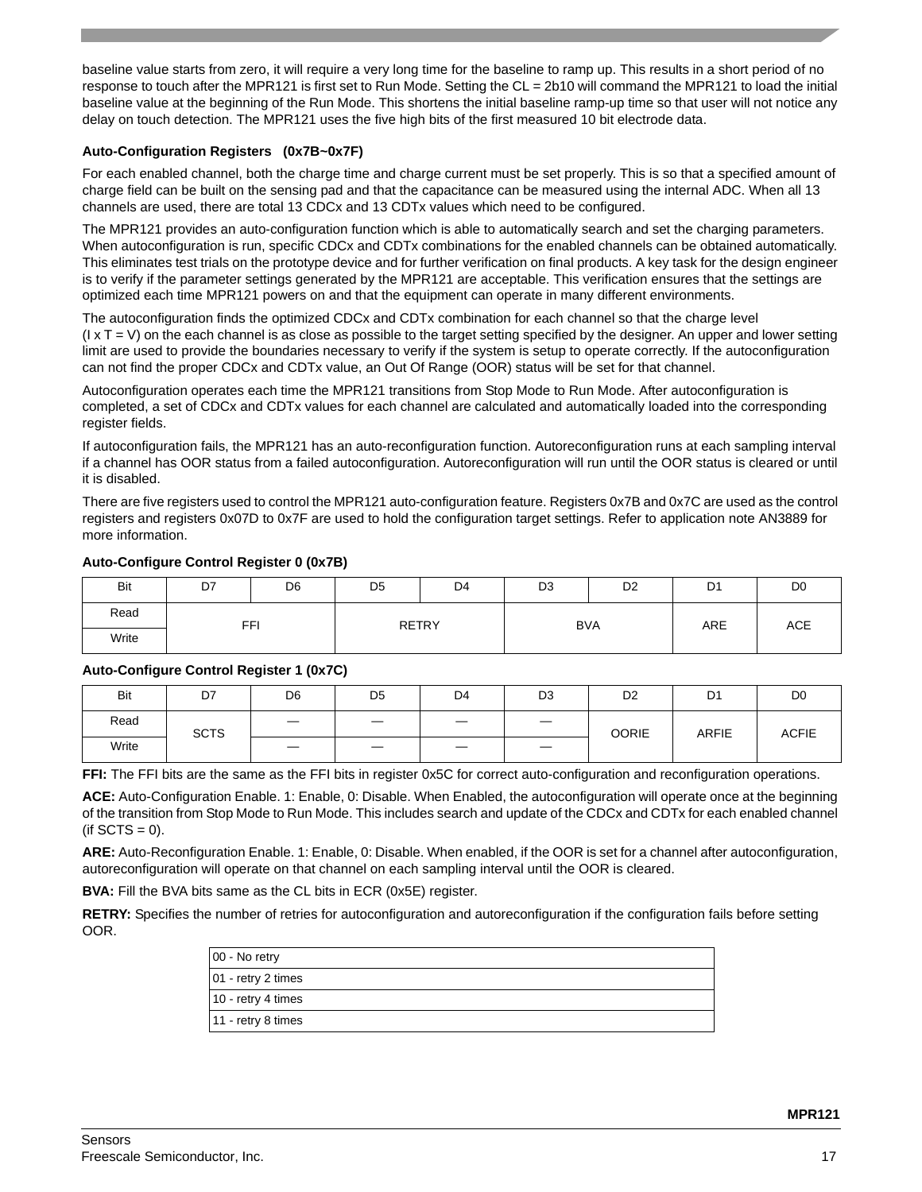baseline value starts from zero, it will require a very long time for the baseline to ramp up. This results in a short period of no response to touch after the MPR121 is first set to Run Mode. Setting the CL = 2b10 will command the MPR121 to load the initial baseline value at the beginning of the Run Mode. This shortens the initial baseline ramp-up time so that user will not notice any delay on touch detection. The MPR121 uses the five high bits of the first measured 10 bit electrode data.

### Auto-Configuration Registers (0x7B~0x7F)

For each enabled channel, both the charge time and charge current must be set properly. This is so that a specified amount of charge field can be built on the sensing pad and that the capacitance can be measured using the internal ADC. When all 13 channels are used, there are total 13 CDCx and 13 CDTx values which need to be configured.

The MPR121 provides an auto-configuration function which is able to automatically search and set the charging parameters. When autoconfiguration is run, specific CDCx and CDTx combinations for the enabled channels can be obtained automatically. This eliminates test trials on the prototype device and for further verification on final products. A key task for the design engineer is to verify if the parameter settings generated by the MPR121 are acceptable. This verification ensures that the settings are optimized each time MPR121 powers on and that the equipment can operate in many different environments.

The autoconfiguration finds the optimized CDCx and CDTx combination for each channel so that the charge level (I x T = V) on the each channel is as close as possible to the target setting specified by the designer. An upper and lower setting limit are used to provide the boundaries necessary to verify if the system is setup to operate correctly. If the autoconfiguration can not find the proper CDCx and CDTx value, an Out Of Range (OOR) status will be set for that channel.

Autoconfiguration operates each time the MPR121 transitions from Stop Mode to Run Mode. After autoconfiguration is completed, a set of CDCx and CDTx values for each channel are calculated and automatically loaded into the corresponding register fields.

If autoconfiguration fails, the MPR121 has an auto-reconfiguration function. Autoreconfiguration runs at each sampling interval if a channel has OOR status from a failed autoconfiguration. Autoreconfiguration will run until the OOR status is cleared or until it is disabled.

There are five registers used to control the MPR121 auto-configuration feature. Registers 0x7B and 0x7C are used as the control registers and registers 0x07D to 0x7F are used to hold the configuration target settings. Refer to application note AN3889 for more information.

#### Auto-Configure Control Register 0 (0x7B)

| Bit | D7 | D6 | D5 | D4 | D3 | D2 | D1 | D0 |
|---|---|---|---|---|---|---|---|---|
| Read | FFI | | RETRY | | BVA | | ARE | ACE |
| Write | | | | | | | | |

#### Auto-Configure Control Register 1 (0x7C)

| Bit | D7 | D6 | D5 | D4 | D3 | D2 | D1 | D0 |
|---|---|---|---|---|---|---|---|---|
| Read | SCTS | — | — | — | — | OORIE | ARFIE | ACFIE |
| Write | | — | — | — | — | | | |

**FFI:** The FFI bits are the same as the FFI bits in register 0x5C for correct auto-configuration and reconfiguration operations.

**ACE:** Auto-Configuration Enable. 1: Enable, 0: Disable. When Enabled, the autoconfiguration will operate once at the beginning of the transition from Stop Mode to Run Mode. This includes search and update of the CDCx and CDTx for each enabled channel (if SCTS = 0).

**ARE:** Auto-Reconfiguration Enable. 1: Enable, 0: Disable. When enabled, if the OOR is set for a channel after autoconfiguration, autoreconfiguration will operate on that channel on each sampling interval until the OOR is cleared.

**BVA:** Fill the BVA bits same as the CL bits in ECR (0x5E) register.

**RETRY:** Specifies the number of retries for autoconfiguration and autoreconfiguration if the configuration fails before setting OOR.

| |
|---|
| 00 - No retry |
| 01 - retry 2 times |
| 10 - retry 4 times |
| 11 - retry 8 times |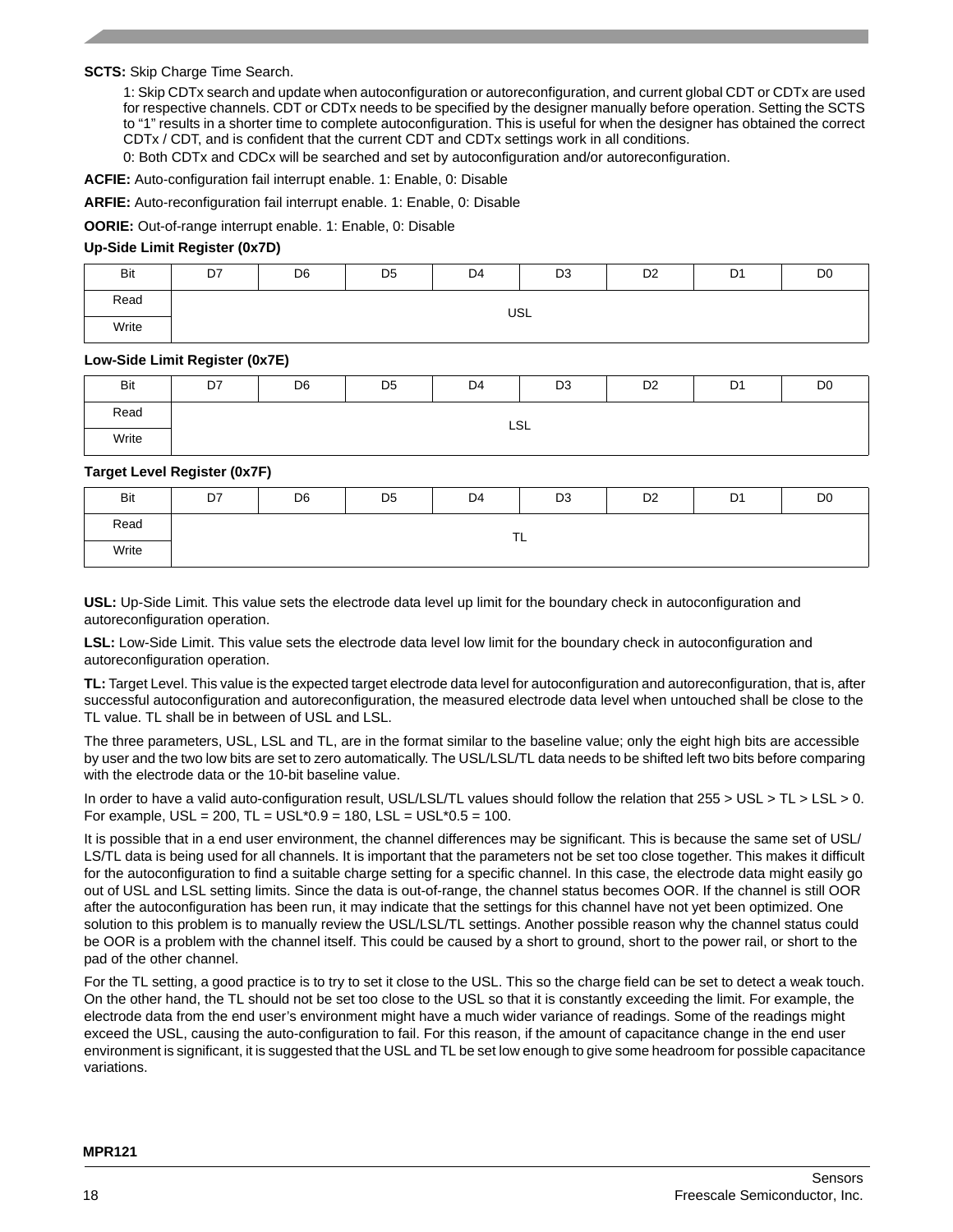**SCTS:** Skip Charge Time Search.

1: Skip CDTx search and update when autoconfiguration or autoreconfiguration, and current global CDT or CDTx are used for respective channels. CDT or CDTx needs to be specified by the designer manually before operation. Setting the SCTS to "1" results in a shorter time to complete autoconfiguration. This is useful for when the designer has obtained the correct CDTx / CDT, and is confident that the current CDT and CDTx settings work in all conditions.

0: Both CDTx and CDCx will be searched and set by autoconfiguration and/or autoreconfiguration.

**ACFIE:** Auto-configuration fail interrupt enable. 1: Enable, 0: Disable

**ARFIE:** Auto-reconfiguration fail interrupt enable. 1: Enable, 0: Disable

**OORIE:** Out-of-range interrupt enable. 1: Enable, 0: Disable

**Up-Side Limit Register (0x7D)**

| Bit | D7 | D6 | D5 | D4 | D3 | D2 | D1 | D0 |
|---|---|---|---|---|---|---|---|---|
| Read | USL | | | | | | | |
| Write | | | | | | | | |

**Low-Side Limit Register (0x7E)**

| Bit | D7 | D6 | D5 | D4 | D3 | D2 | D1 | D0 |
|---|---|---|---|---|---|---|---|---|
| Read | LSL | | | | | | | |
| Write | | | | | | | | |

**Target Level Register (0x7F)**

| Bit | D7 | D6 | D5 | D4 | D3 | D2 | D1 | D0 |
|---|---|---|---|---|---|---|---|---|
| Read | TL | | | | | | | |
| Write | | | | | | | | |

**USL:** Up-Side Limit. This value sets the electrode data level up limit for the boundary check in autoconfiguration and autoreconfiguration operation.

**LSL:** Low-Side Limit. This value sets the electrode data level low limit for the boundary check in autoconfiguration and autoreconfiguration operation.

**TL:** Target Level. This value is the expected target electrode data level for autoconfiguration and autoreconfiguration, that is, after successful autoconfiguration and autoreconfiguration, the measured electrode data level when untouched shall be close to the TL value. TL shall be in between of USL and LSL.

The three parameters, USL, LSL and TL, are in the format similar to the baseline value; only the eight high bits are accessible by user and the two low bits are set to zero automatically. The USL/LSL/TL data needs to be shifted left two bits before comparing with the electrode data or the 10-bit baseline value.

In order to have a valid auto-configuration result, USL/LSL/TL values should follow the relation that 255 > USL > TL > LSL > 0. For example, USL = 200, TL = USL*0.9 = 180, LSL = USL*0.5 = 100.

It is possible that in a end user environment, the channel differences may be significant. This is because the same set of USL/LS/TL data is being used for all channels. It is important that the parameters not be set too close together. This makes it difficult for the autoconfiguration to find a suitable charge setting for a specific channel. In this case, the electrode data might easily go out of USL and LSL setting limits. Since the data is out-of-range, the channel status becomes OOR. If the channel is still OOR after the autoconfiguration has been run, it may indicate that the settings for this channel have not yet been optimized. One solution to this problem is to manually review the USL/LSL/TL settings. Another possible reason why the channel status could be OOR is a problem with the channel itself. This could be caused by a short to ground, short to the power rail, or short to the pad of the other channel.

For the TL setting, a good practice is to try to set it close to the USL. This so the charge field can be set to detect a weak touch. On the other hand, the TL should not be set too close to the USL so that it is constantly exceeding the limit. For example, the electrode data from the end user's environment might have a much wider variance of readings. Some of the readings might exceed the USL, causing the auto-configuration to fail. For this reason, if the amount of capacitance change in the end user environment is significant, it is suggested that the USL and TL be set low enough to give some headroom for possible capacitance variations.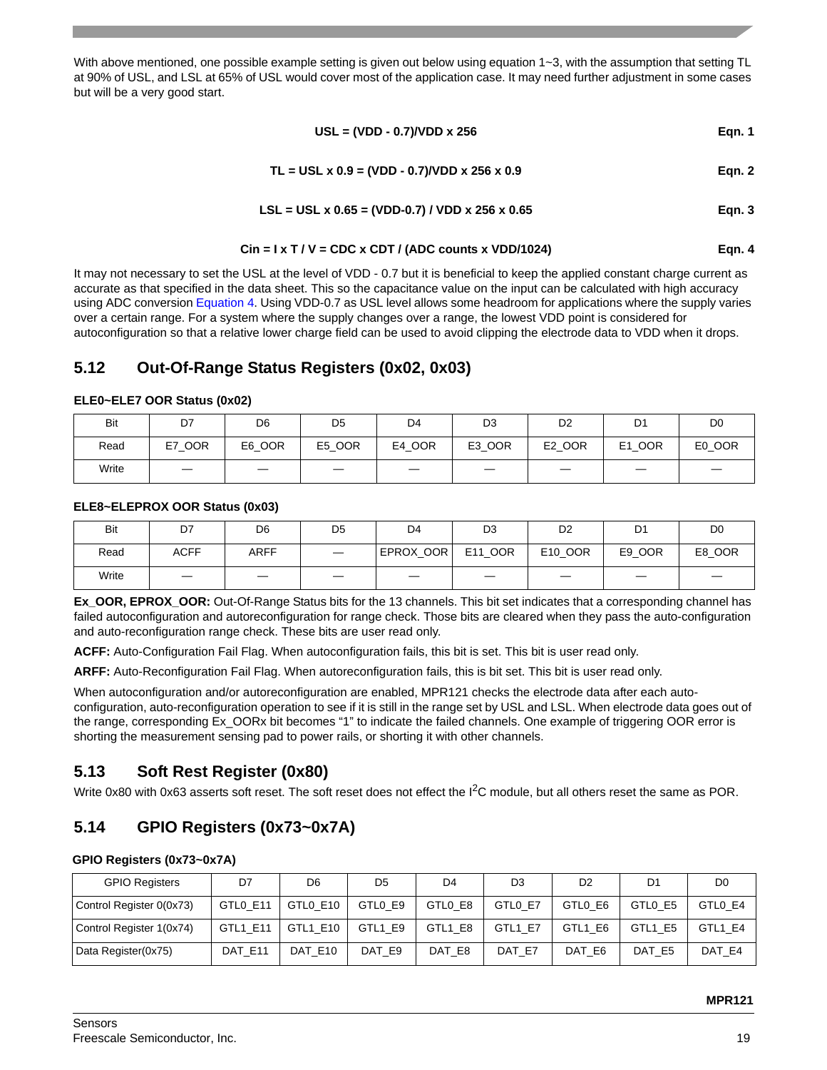With above mentioned, one possible example setting is given out below using equation 1~3, with the assumption that setting TL at 90% of USL, and LSL at 65% of USL would cover most of the application case. It may need further adjustment in some cases but will be a very good start.

$$\textbf{USL = (VDD - 0.7)/VDD x 256} \qquad \textbf{Eqn. 1}$$

$$\textbf{TL = USL x 0.9 = (VDD - 0.7)/VDD x 256 x 0.9} \qquad \textbf{Eqn. 2}$$

$$\textbf{LSL = USL x 0.65 = (VDD-0.7) / VDD x 256 x 0.65} \qquad \textbf{Eqn. 3}$$

$$\textbf{Cin = I x T / V = CDC x CDT / (ADC counts x VDD/1024)} \qquad \textbf{Eqn. 4}$$

It may not necessary to set the USL at the level of VDD - 0.7 but it is beneficial to keep the applied constant charge current as accurate as that specified in the data sheet. This so the capacitance value on the input can be calculated with high accuracy using ADC conversion Equation 4. Using VDD-0.7 as USL level allows some headroom for applications where the supply varies over a certain range. For a system where the supply changes over a range, the lowest VDD point is considered for autoconfiguration so that a relative lower charge field can be used to avoid clipping the electrode data to VDD when it drops.

## 5.12 Out-Of-Range Status Registers (0x02, 0x03)

**ELE0~ELE7 OOR Status (0x02)**

| Bit | D7 | D6 | D5 | D4 | D3 | D2 | D1 | D0 |
|---|---|---|---|---|---|---|---|---|
| Read | E7_OOR | E6_OOR | E5_OOR | E4_OOR | E3_OOR | E2_OOR | E1_OOR | E0_OOR |
| Write | — | — | — | — | — | — | — | — |

**ELE8~ELEPROX OOR Status (0x03)**

| Bit | D7 | D6 | D5 | D4 | D3 | D2 | D1 | D0 |
|---|---|---|---|---|---|---|---|---|
| Read | ACFF | ARFF | — | EPROX_OOR | E11_OOR | E10_OOR | E9_OOR | E8_OOR |
| Write | — | — | — | — | — | — | — | — |

**Ex_OOR, EPROX_OOR:** Out-Of-Range Status bits for the 13 channels. This bit set indicates that a corresponding channel has failed autoconfiguration and autoreconfiguration for range check. Those bits are cleared when they pass the auto-configuration and auto-reconfiguration range check. These bits are user read only.

**ACFF:** Auto-Configuration Fail Flag. When autoconfiguration fails, this bit is set. This bit is user read only.

**ARFF:** Auto-Reconfiguration Fail Flag. When autoreconfiguration fails, this is bit set. This bit is user read only.

When autoconfiguration and/or autoreconfiguration are enabled, MPR121 checks the electrode data after each auto-configuration, auto-reconfiguration operation to see if it is still in the range set by USL and LSL. When electrode data goes out of the range, corresponding Ex_OORx bit becomes "1" to indicate the failed channels. One example of triggering OOR error is shorting the measurement sensing pad to power rails, or shorting it with other channels.

## 5.13 Soft Rest Register (0x80)

Write 0x80 with 0x63 asserts soft reset. The soft reset does not effect the I$^2$C module, but all others reset the same as POR.

## 5.14 GPIO Registers (0x73~0x7A)

**GPIO Registers (0x73~0x7A)**

| GPIO Registers | D7 | D6 | D5 | D4 | D3 | D2 | D1 | D0 |
|---|---|---|---|---|---|---|---|---|
| Control Register 0(0x73) | GTL0_E11 | GTL0_E10 | GTL0_E9 | GTL0_E8 | GTL0_E7 | GTL0_E6 | GTL0_E5 | GTL0_E4 |
| Control Register 1(0x74) | GTL1_E11 | GTL1_E10 | GTL1_E9 | GTL1_E8 | GTL1_E7 | GTL1_E6 | GTL1_E5 | GTL1_E4 |
| Data Register(0x75) | DAT_E11 | DAT_E10 | DAT_E9 | DAT_E8 | DAT_E7 | DAT_E6 | DAT_E5 | DAT_E4 |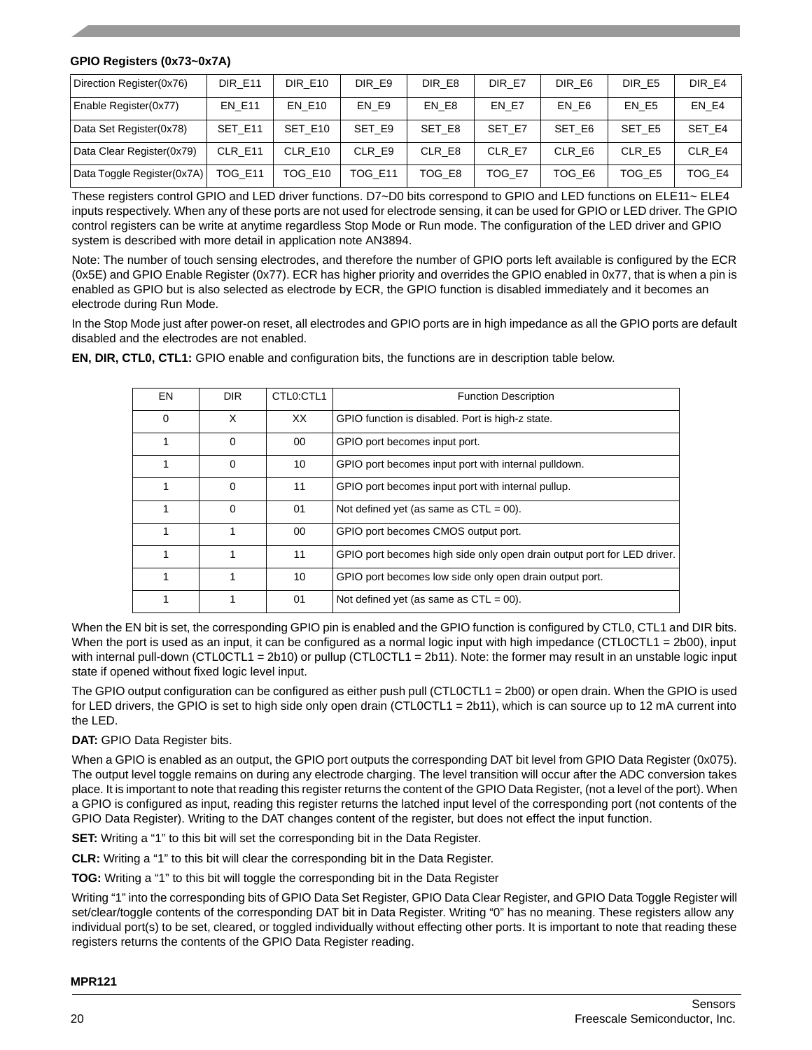### GPIO Registers (0x73~0x7A)

| | | | | | | | | |
|---|---|---|---|---|---|---|---|---|
| Direction Register(0x76) | DIR_E11 | DIR_E10 | DIR_E9 | DIR_E8 | DIR_E7 | DIR_E6 | DIR_E5 | DIR_E4 |
| Enable Register(0x77) | EN_E11 | EN_E10 | EN_E9 | EN_E8 | EN_E7 | EN_E6 | EN_E5 | EN_E4 |
| Data Set Register(0x78) | SET_E11 | SET_E10 | SET_E9 | SET_E8 | SET_E7 | SET_E6 | SET_E5 | SET_E4 |
| Data Clear Register(0x79) | CLR_E11 | CLR_E10 | CLR_E9 | CLR_E8 | CLR_E7 | CLR_E6 | CLR_E5 | CLR_E4 |
| Data Toggle Register(0x7A) | TOG_E11 | TOG_E10 | TOG_E11 | TOG_E8 | TOG_E7 | TOG_E6 | TOG_E5 | TOG_E4 |

These registers control GPIO and LED driver functions. D7~D0 bits correspond to GPIO and LED functions on ELE11~ ELE4 inputs respectively. When any of these ports are not used for electrode sensing, it can be used for GPIO or LED driver. The GPIO control registers can be write at anytime regardless Stop Mode or Run mode. The configuration of the LED driver and GPIO system is described with more detail in application note AN3894.

Note: The number of touch sensing electrodes, and therefore the number of GPIO ports left available is configured by the ECR (0x5E) and GPIO Enable Register (0x77). ECR has higher priority and overrides the GPIO enabled in 0x77, that is when a pin is enabled as GPIO but is also selected as electrode by ECR, the GPIO function is disabled immediately and it becomes an electrode during Run Mode.

In the Stop Mode just after power-on reset, all electrodes and GPIO ports are in high impedance as all the GPIO ports are default disabled and the electrodes are not enabled.

**EN, DIR, CTL0, CTL1:** GPIO enable and configuration bits, the functions are in description table below.

| EN | DIR | CTL0:CTL1 | Function Description |
|---|---|---|---|
| 0 | X | XX | GPIO function is disabled. Port is high-z state. |
| 1 | 0 | 00 | GPIO port becomes input port. |
| 1 | 0 | 10 | GPIO port becomes input port with internal pulldown. |
| 1 | 0 | 11 | GPIO port becomes input port with internal pullup. |
| 1 | 0 | 01 | Not defined yet (as same as CTL = 00). |
| 1 | 1 | 00 | GPIO port becomes CMOS output port. |
| 1 | 1 | 11 | GPIO port becomes high side only open drain output port for LED driver. |
| 1 | 1 | 10 | GPIO port becomes low side only open drain output port. |
| 1 | 1 | 01 | Not defined yet (as same as CTL = 00). |

When the EN bit is set, the corresponding GPIO pin is enabled and the GPIO function is configured by CTL0, CTL1 and DIR bits. When the port is used as an input, it can be configured as a normal logic input with high impedance (CTL0CTL1 = 2b00), input with internal pull-down (CTL0CTL1 = 2b10) or pullup (CTL0CTL1 = 2b11). Note: the former may result in an unstable logic input state if opened without fixed logic level input.

The GPIO output configuration can be configured as either push pull (CTL0CTL1 = 2b00) or open drain. When the GPIO is used for LED drivers, the GPIO is set to high side only open drain (CTL0CTL1 = 2b11), which is can source up to 12 mA current into the LED.

**DAT:** GPIO Data Register bits.

When a GPIO is enabled as an output, the GPIO port outputs the corresponding DAT bit level from GPIO Data Register (0x075). The output level toggle remains on during any electrode charging. The level transition will occur after the ADC conversion takes place. It is important to note that reading this register returns the content of the GPIO Data Register, (not a level of the port). When a GPIO is configured as input, reading this register returns the latched input level of the corresponding port (not contents of the GPIO Data Register). Writing to the DAT changes content of the register, but does not effect the input function.

**SET:** Writing a “1” to this bit will set the corresponding bit in the Data Register.

**CLR:** Writing a “1” to this bit will clear the corresponding bit in the Data Register.

**TOG:** Writing a “1” to this bit will toggle the corresponding bit in the Data Register

Writing “1” into the corresponding bits of GPIO Data Set Register, GPIO Data Clear Register, and GPIO Data Toggle Register will set/clear/toggle contents of the corresponding DAT bit in Data Register. Writing “0” has no meaning. These registers allow any individual port(s) to be set, cleared, or toggled individually without effecting other ports. It is important to note that reading these registers returns the contents of the GPIO Data Register reading.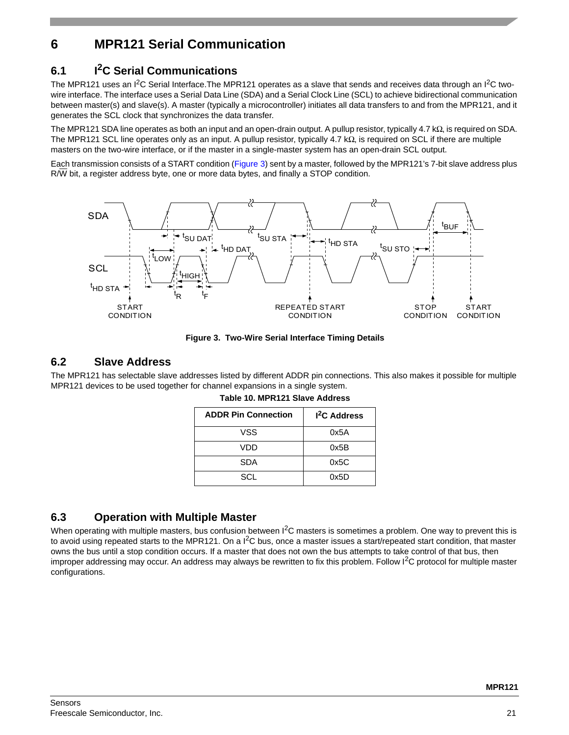# 6 MPR121 Serial Communication

## 6.1 I²C Serial Communications

The MPR121 uses an I²C Serial Interface.The MPR121 operates as a slave that sends and receives data through an I²C two-wire interface. The interface uses a Serial Data Line (SDA) and a Serial Clock Line (SCL) to achieve bidirectional communication between master(s) and slave(s). A master (typically a microcontroller) initiates all data transfers to and from the MPR121, and it generates the SCL clock that synchronizes the data transfer.

The MPR121 SDA line operates as both an input and an open-drain output. A pullup resistor, typically 4.7 kΩ, is required on SDA. The MPR121 SCL line operates only as an input. A pullup resistor, typically 4.7 kΩ, is required on SCL if there are multiple masters on the two-wire interface, or if the master in a single-master system has an open-drain SCL output.

Each transmission consists of a START condition (Figure 3) sent by a master, followed by the MPR121's 7-bit slave address plus R/W bit, a register address byte, one or more data bytes, and finally a STOP condition.

Figure 3. Two-Wire Serial Interface Timing Details

## 6.2 Slave Address

The MPR121 has selectable slave addresses listed by different ADDR pin connections. This also makes it possible for multiple MPR121 devices to be used together for channel expansions in a single system.

**Table 10. MPR121 Slave Address**

| ADDR Pin Connection | I²C Address |
|---|---|
| VSS | 0x5A |
| VDD | 0x5B |
| SDA | 0x5C |
| SCL | 0x5D |

## 6.3 Operation with Multiple Master

When operating with multiple masters, bus confusion between I²C masters is sometimes a problem. One way to prevent this is to avoid using repeated starts to the MPR121. On a I²C bus, once a master issues a start/repeated start condition, that master owns the bus until a stop condition occurs. If a master that does not own the bus attempts to take control of that bus, then improper addressing may occur. An address may always be rewritten to fix this problem. Follow I²C protocol for multiple master configurations.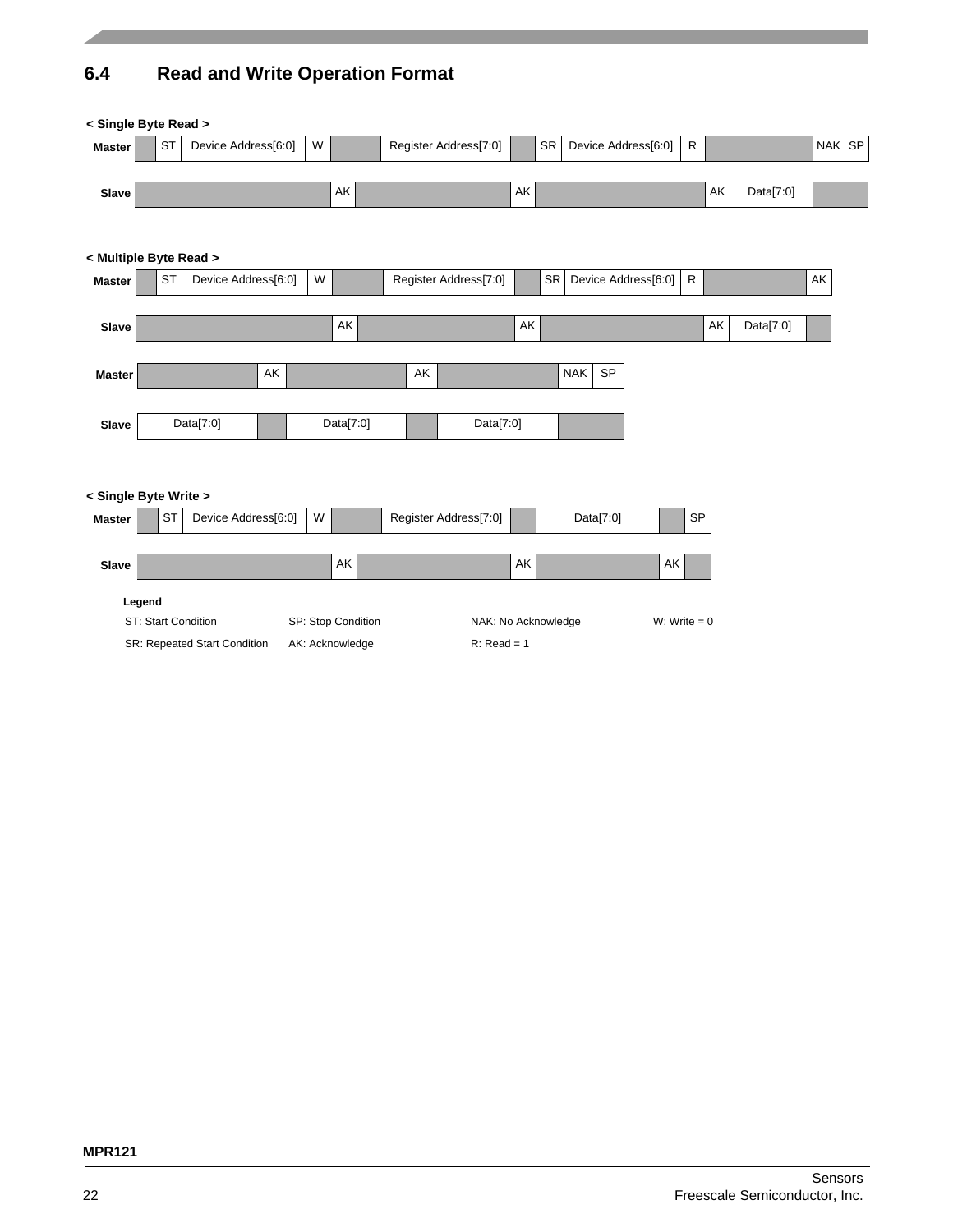## 6.4 Read and Write Operation Format

**< Single Byte Read >**

| | | | | | | | | | | | | | | |
|---|---|---|---|---|---|---|---|---|---|---|---|---|---|---|
| **Master** | | ST | Device Address[6:0] | W | | Register Address[7:0] | | SR | Device Address[6:0] | R | | | NAK | SP |
| **Slave** | | | | | AK | | AK | | | | AK | Data[7:0] | | |

**< Multiple Byte Read >**

| | | | | | | | | | | | | | |
|---|---|---|---|---|---|---|---|---|---|---|---|---|---|
| **Master** | | ST | Device Address[6:0] | W | | Register Address[7:0] | | SR | Device Address[6:0] | R | | | AK |
| **Slave** | | | | | AK | | AK | | | | AK | Data[7:0] | |

| | | | | | | | |
|---|---|---|---|---|---|---|---|
| **Master** | | AK | | AK | | NAK | SP |
| **Slave** | Data[7:0] | | Data[7:0] | | Data[7:0] | | |

**< Single Byte Write >**

| | | | | | | | | | | |
|---|---|---|---|---|---|---|---|---|---|---|
| **Master** | | ST | Device Address[6:0] | W | | Register Address[7:0] | | Data[7:0] | | SP |
| **Slave** | | | | | AK | | AK | | AK | |

**Legend**

| | | | |
|---|---|---|---|
| ST: Start Condition | SP: Stop Condition | NAK: No Acknowledge | W: Write = 0 |
| SR: Repeated Start Condition | AK: Acknowledge | R: Read = 1 | |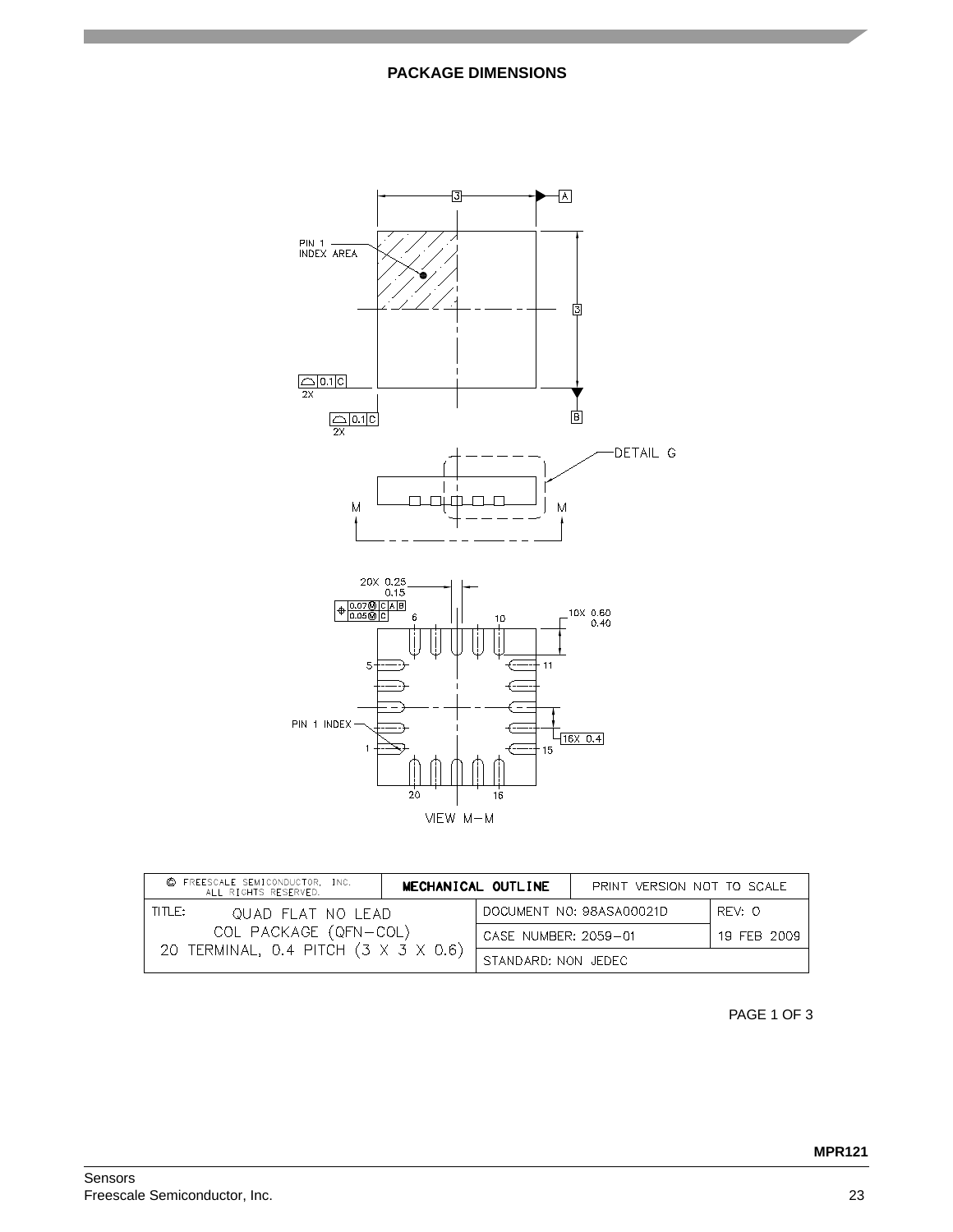## PACKAGE DIMENSIONS

PIN 1 INDEX AREA

3

A

3

B

2X 0.1 C

2X 0.1 C

DETAIL G

M M

20X 0.25 0.15

0.07 Ⓜ C A B
0.05 Ⓜ C

6 10

10X 0.60 0.40

5 11

PIN 1 INDEX

1 15

16X 0.4

20 16

VIEW M–M

| © FREESCALE SEMICONDUCTOR, INC. ALL RIGHTS RESERVED. | MECHANICAL OUTLINE | PRINT VERSION NOT TO SCALE | |
|---|---|---|---|
| TITLE: QUAD FLAT NO LEAD COL PACKAGE (QFN–COL) 20 TERMINAL, 0.4 PITCH (3 X 3 X 0.6) | | DOCUMENT NO: 98ASA00021D | REV: O |
| | | CASE NUMBER: 2059–01 | 19 FEB 2009 |
| | | STANDARD: NON JEDEC | |

PAGE 1 OF 3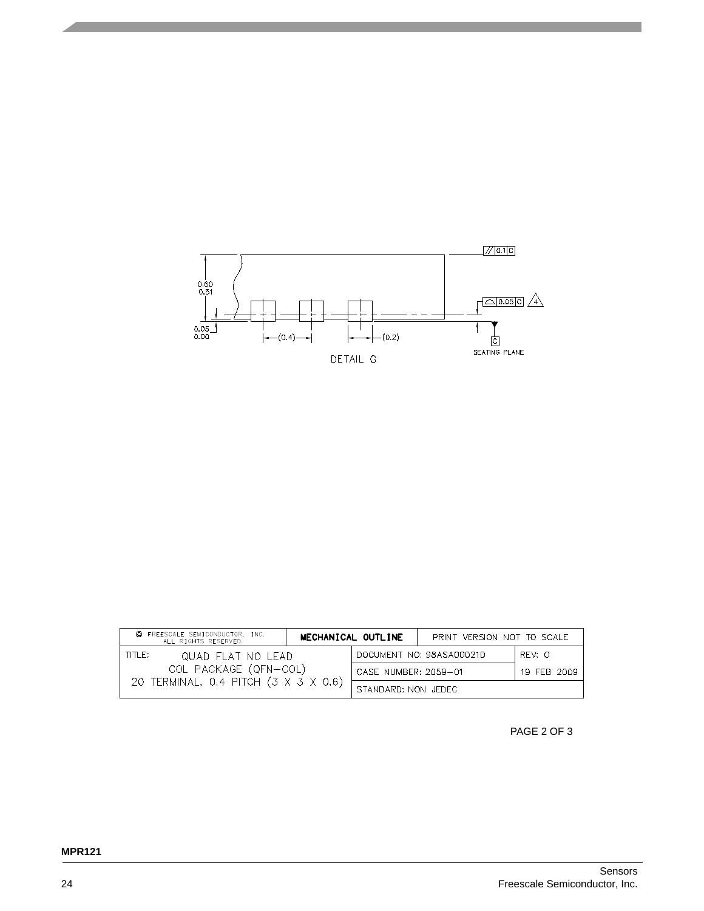0.60
0.51

0.05
0.00

(0.4)

(0.2)

// 0.1 C

⌓ 0.05 C 4

C

SEATING PLANE

DETAIL G

| © FREESCALE SEMICONDUCTOR, INC. ALL RIGHTS RESERVED. | MECHANICAL OUTLINE | PRINT VERSION NOT TO SCALE | |
|---|---|---|---|
| TITLE: QUAD FLAT NO LEAD COL PACKAGE (QFN-COL) 20 TERMINAL, 0.4 PITCH (3 X 3 X 0.6) | | DOCUMENT NO: 98ASA00021D | REV: O |
| | | CASE NUMBER: 2059-01 | 19 FEB 2009 |
| | | STANDARD: NON JEDEC | |

PAGE 2 OF 3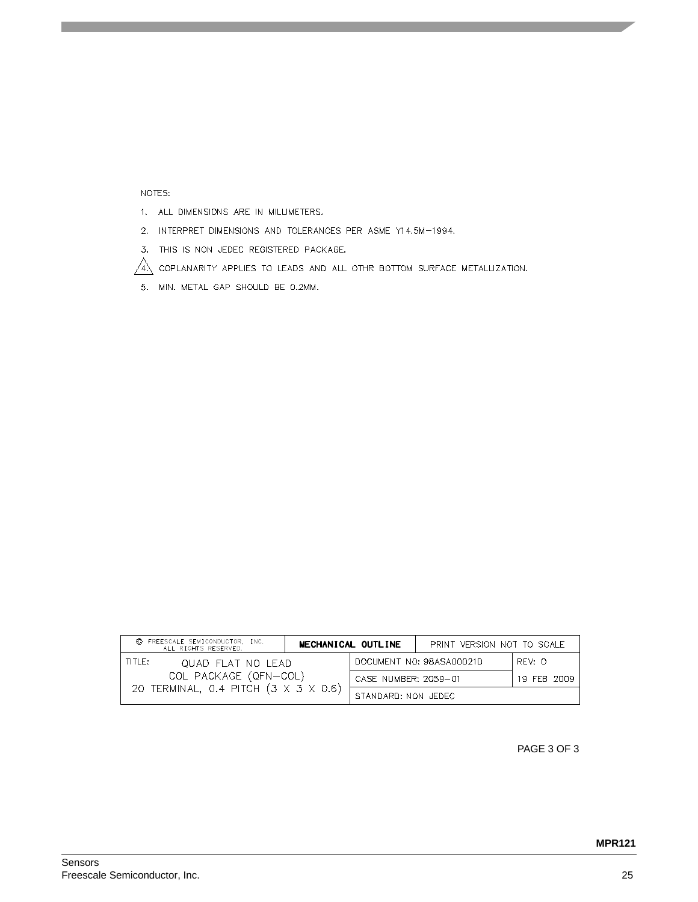NOTES:

1. ALL DIMENSIONS ARE IN MILLIMETERS.
2. INTERPRET DIMENSIONS AND TOLERANCES PER ASME Y14.5M−1994.
3. THIS IS NON JEDEC REGISTERED PACKAGE.
4. COPLANARITY APPLIES TO LEADS AND ALL OTHR BOTTOM SURFACE METALLIZATION.
5. MIN. METAL GAP SHOULD BE 0.2MM.

| © FREESCALE SEMICONDUCTOR, INC. ALL RIGHTS RESERVED. | MECHANICAL OUTLINE | PRINT VERSION NOT TO SCALE | |
|---|---|---|---|
| TITLE: QUAD FLAT NO LEAD COL PACKAGE (QFN−COL) 20 TERMINAL, 0.4 PITCH (3 X 3 X 0.6) | | DOCUMENT NO: 98ASA00021D | REV: 0 |
| | | CASE NUMBER: 2059−01 | 19 FEB 2009 |
| | | STANDARD: NON JEDEC | |

PAGE 3 OF 3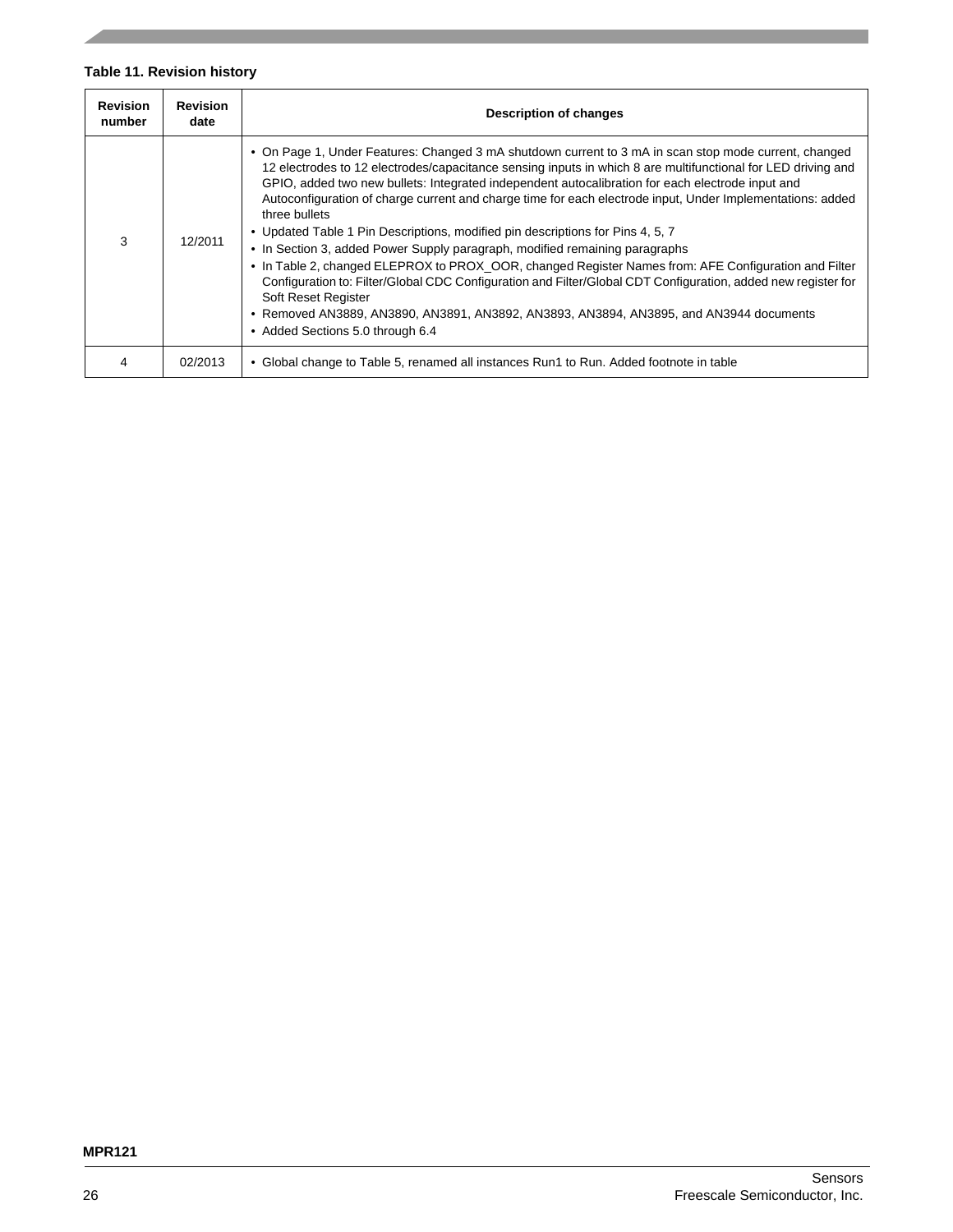**Table 11. Revision history**

| Revision number | Revision date | Description of changes |
| --- | --- | --- |
| 3 | 12/2011 | • On Page 1, Under Features: Changed 3 mA shutdown current to 3 mA in scan stop mode current, changed 12 electrodes to 12 electrodes/capacitance sensing inputs in which 8 are multifunctional for LED driving and GPIO, added two new bullets: Integrated independent autocalibration for each electrode input and Autoconfiguration of charge current and charge time for each electrode input, Under Implementations: added three bullets<br>• Updated Table 1 Pin Descriptions, modified pin descriptions for Pins 4, 5, 7<br>• In Section 3, added Power Supply paragraph, modified remaining paragraphs<br>• In Table 2, changed ELEPROX to PROX_OOR, changed Register Names from: AFE Configuration and Filter Configuration to: Filter/Global CDC Configuration and Filter/Global CDT Configuration, added new register for Soft Reset Register<br>• Removed AN3889, AN3890, AN3891, AN3892, AN3893, AN3894, AN3895, and AN3944 documents<br>• Added Sections 5.0 through 6.4 |
| 4 | 02/2013 | • Global change to Table 5, renamed all instances Run1 to Run. Added footnote in table |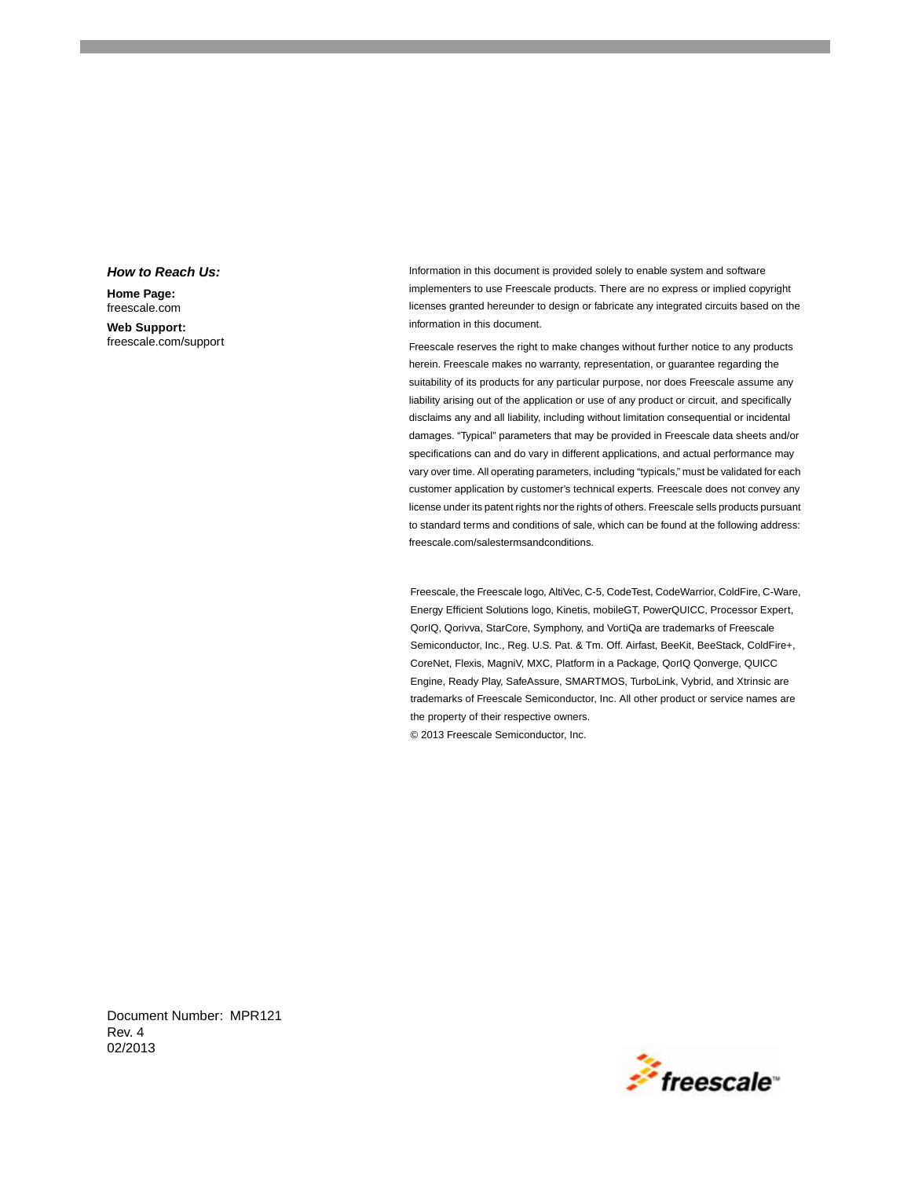***How to Reach Us:***

**Home Page:**
freescale.com

**Web Support:**
freescale.com/support

Information in this document is provided solely to enable system and software implementers to use Freescale products. There are no express or implied copyright licenses granted hereunder to design or fabricate any integrated circuits based on the information in this document.

Freescale reserves the right to make changes without further notice to any products herein. Freescale makes no warranty, representation, or guarantee regarding the suitability of its products for any particular purpose, nor does Freescale assume any liability arising out of the application or use of any product or circuit, and specifically disclaims any and all liability, including without limitation consequential or incidental damages. “Typical” parameters that may be provided in Freescale data sheets and/or specifications can and do vary in different applications, and actual performance may vary over time. All operating parameters, including “typicals,” must be validated for each customer application by customer’s technical experts. Freescale does not convey any license under its patent rights nor the rights of others. Freescale sells products pursuant to standard terms and conditions of sale, which can be found at the following address: freescale.com/salestermsandconditions.

Freescale, the Freescale logo, AltiVec, C-5, CodeTest, CodeWarrior, ColdFire, C-Ware, Energy Efficient Solutions logo, Kinetis, mobileGT, PowerQUICC, Processor Expert, QorIQ, Qorivva, StarCore, Symphony, and VortiQa are trademarks of Freescale Semiconductor, Inc., Reg. U.S. Pat. & Tm. Off. Airfast, BeeKit, BeeStack, ColdFire+, CoreNet, Flexis, MagniV, MXC, Platform in a Package, QorIQ Qonverge, QUICC Engine, Ready Play, SafeAssure, SMARTMOS, TurboLink, Vybrid, and Xtrinsic are trademarks of Freescale Semiconductor, Inc. All other product or service names are the property of their respective owners.
© 2013 Freescale Semiconductor, Inc.

Document Number: MPR121
Rev. 4
02/2013